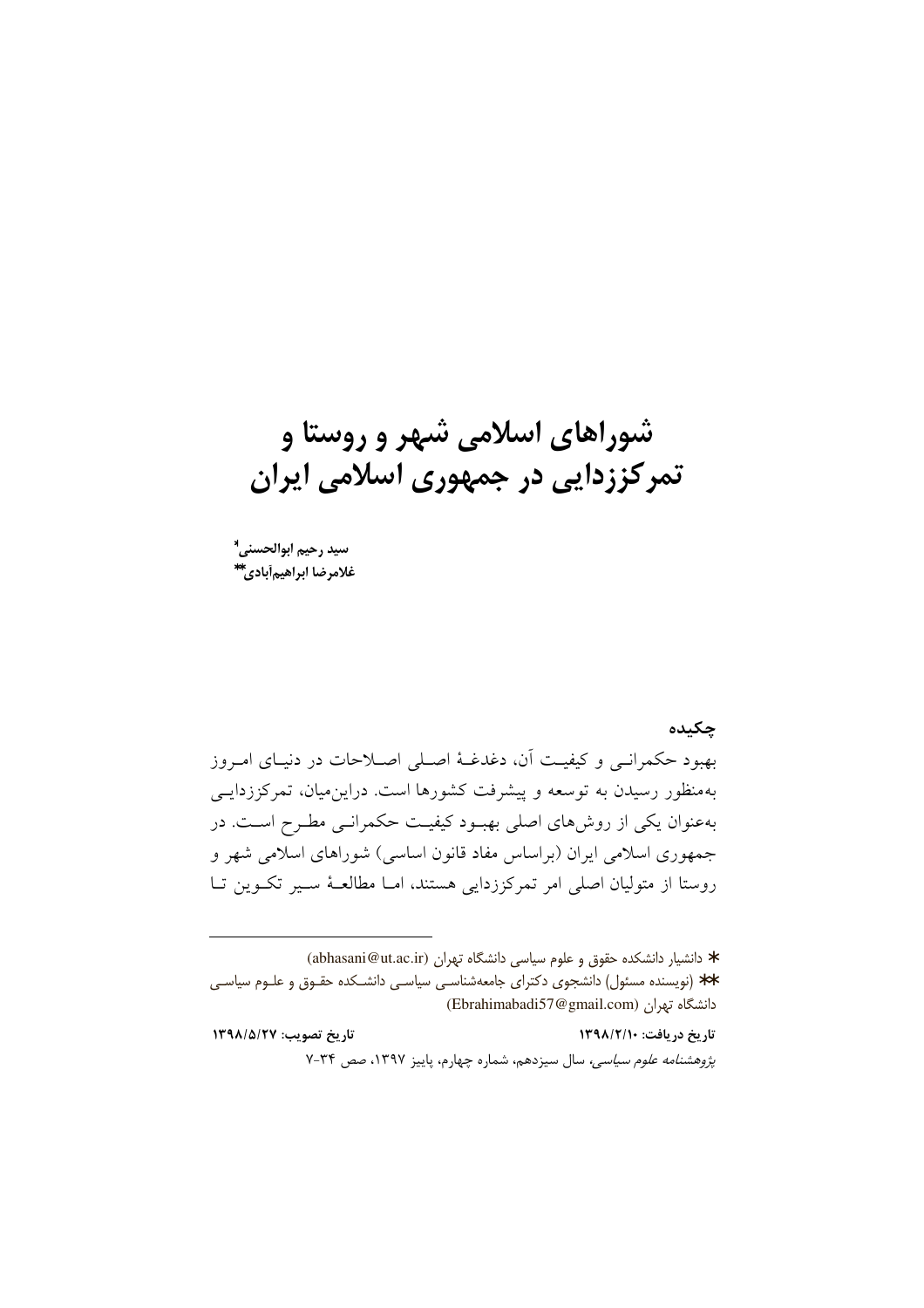# شوراهای اسلامی شهر و روستا و تمرکززدایی در جمهوری اسلامی ایران

**سید رحیم ابوالحسنی***
**غلامرضا ابراهیم‌آبادی****

**چکیده**

بهبود حکمرانی و کیفیت آن، دغدغهٔ اصلی اصلاحات در دنیای امروز به‌منظور رسیدن به توسعه و پیشرفت کشورها است. دراین‌میان، تمرکززدایی به‌عنوان یکی از روش‌های اصلی بهبود کیفیت حکمرانی مطرح است. در جمهوری اسلامی ایران (براساس مفاد قانون اساسی) شوراهای اسلامی شهر و روستا از متولیان اصلی امر تمرکززدایی هستند، اما مطالعهٔ سیر تکوین تا

---

* دانشیار دانشکده حقوق و علوم سیاسی دانشگاه تهران (abhasani@ut.ac.ir)

** (نویسنده مسئول) دانشجوی دکترای جامعه‌شناسی سیاسی دانشکده حقوق و علوم سیاسی دانشگاه تهران (Ebrahimabadi57@gmail.com)

**تاریخ دریافت: ۱۳۹۸/۲/۱۰** **تاریخ تصویب: ۱۳۹۸/۵/۲۷**

*پژوهشنامه علوم سیاسی*، سال سیزدهم، شماره چهارم، پاییز ۱۳۹۷، صص ۳۴-۷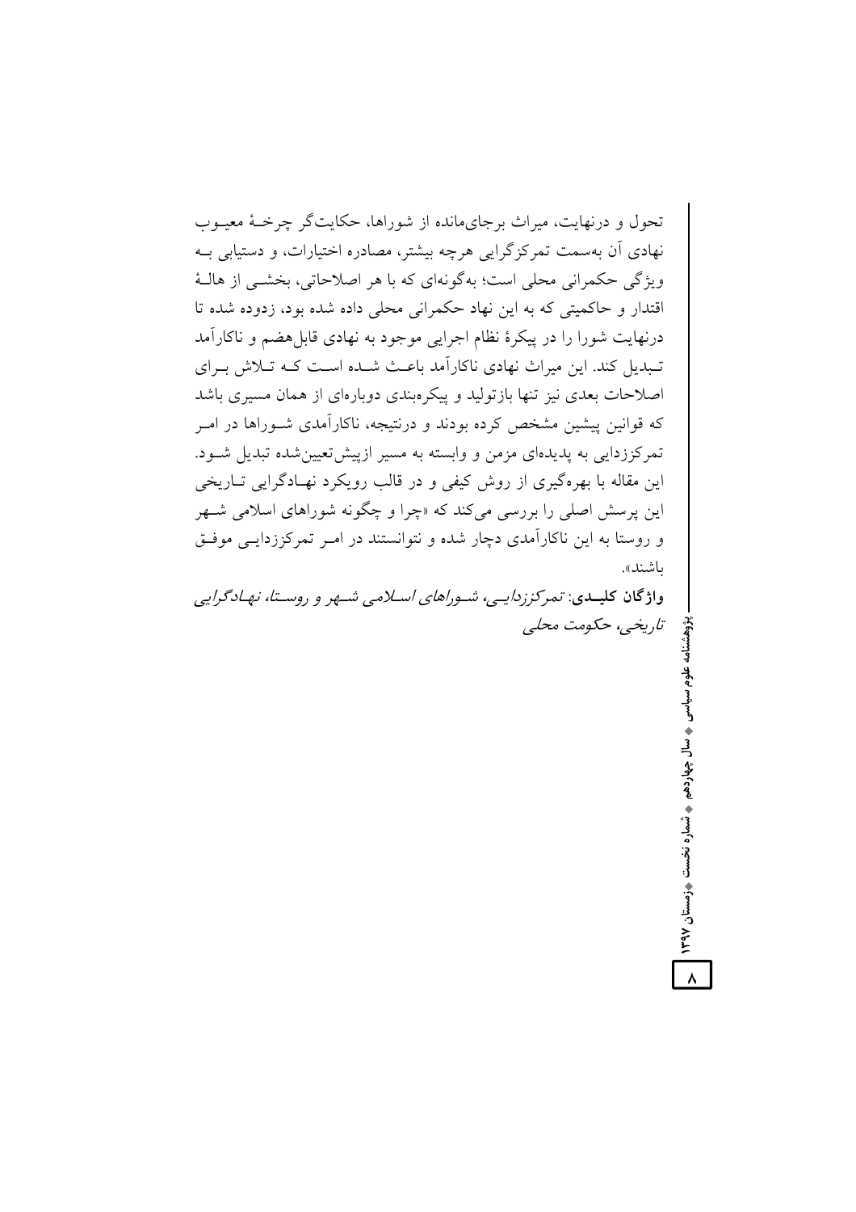تحول و درنهایت، میراث برجای‌مانده از شوراها، حکایت‌گر چرخهٔ معیوب نهادی آن به‌سمت تمرکزگرایی هرچه بیشتر، مصادره اختیارات، و دستیابی به ویژگی حکمرانی محلی است؛ به‌گونه‌ای که با هر اصلاحاتی، بخشی از هالهٔ اقتدار و حاکمیتی که به این نهاد حکمرانی محلی داده شده بود، زدوده شده تا درنهایت شورا را در پیکرهٔ نظام اجرایی موجود به نهادی قابل‌هضم و ناکارآمد تبدیل کند. این میراث نهادی ناکارآمد باعث شده است که تلاش برای اصلاحات بعدی نیز تنها بازتولید و پیکره‌بندی دوباره‌ای از همان مسیری باشد که قوانین پیشین مشخص کرده بودند و درنتیجه، ناکارآمدی شوراها در امر تمرکززدایی به پدیده‌ای مزمن و وابسته به مسیر ازپیش‌تعیین‌شده تبدیل شود. این مقاله با بهره‌گیری از روش کیفی و در قالب رویکرد نهادگرایی تاریخی این پرسش اصلی را بررسی می‌کند که «چرا و چگونه شوراهای اسلامی شهر و روستا به این ناکارآمدی دچار شده و نتوانستند در امر تمرکززدایی موفق باشند».

**واژگان کلیدی**: *تمرکززدایی، شوراهای اسلامی شهر و روستا، نهادگرایی تاریخی، حکومت محلی*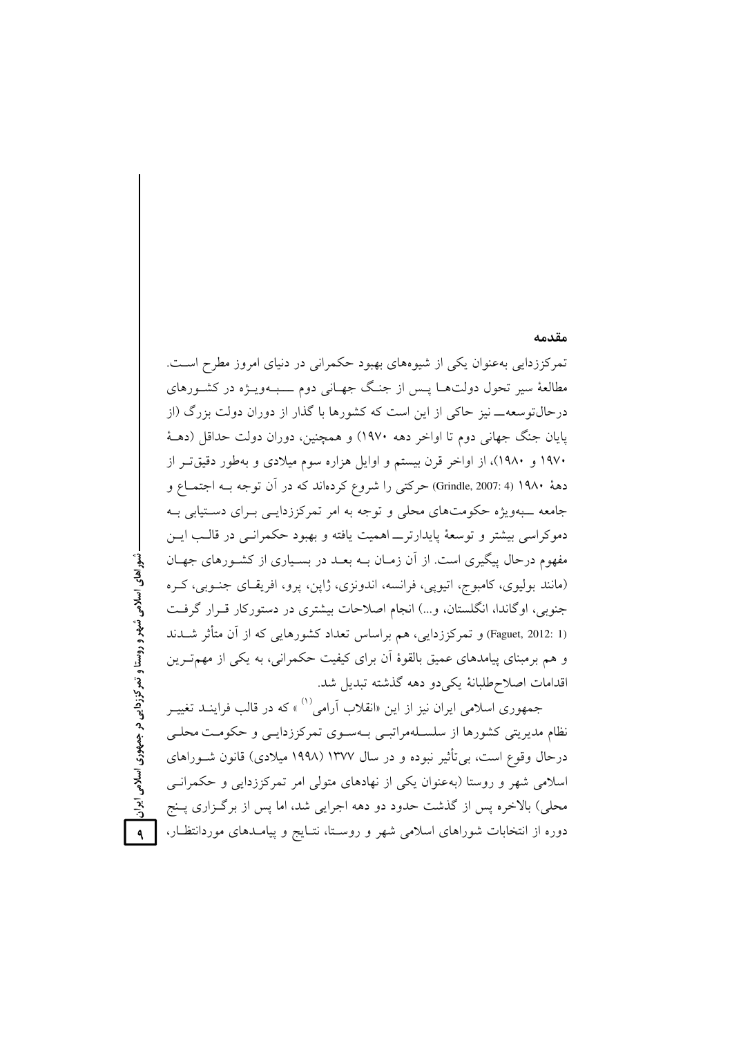## مقدمه

تمرکززدایی به‌عنوان یکی از شیوه‌های بهبود حکمرانی در دنیای امروز مطرح است. مطالعهٔ سیر تحول دولت‌ها پس از جنگ جهانی دوم ــ به‌ویژه در کشورهای درحال‌توسعه ــ نیز حاکی از این است که کشورها با گذار از دوران دولت بزرگ (از پایان جنگ جهانی دوم تا اواخر دهه ۱۹۷۰) و همچنین، دوران دولت حداقل (دهـهٔ ۱۹۷۰ و ۱۹۸۰)، از اواخر قرن بیستم و اوایل هزاره سوم میلادی و به‌طور دقیق‌تر از دههٔ ۱۹۸۰ (Grindle, 2007: 4) حرکتی را شروع کرده‌اند که در آن توجه به اجتماع و جامعه ــ به‌ویژه حکومت‌های محلی و توجه به امر تمرکززدایی برای دستیابی به دموکراسی بیشتر و توسعهٔ پایدارتر ــ اهمیت یافته و بهبود حکمرانی در قالب این مفهوم درحال پیگیری است. از آن زمان به بعد در بسیاری از کشورهای جهان (مانند بولیوی، کامبوج، اتیوپی، فرانسه، اندونزی، ژاپن، پرو، افریقای جنوبی، کره جنوبی، اوگاندا، انگلستان، و...) انجام اصلاحات بیشتری در دستورکار قرار گرفت (Faguet, 2012: 1) و تمرکززدایی، هم براساس تعداد کشورهایی که از آن متأثر شدند و هم برمبنای پیامدهای عمیق بالقوهٔ آن برای کیفیت حکمرانی، به یکی از مهم‌ترین اقدامات اصلاح‌طلبانهٔ یکی‌دو دهه گذشته تبدیل شد.

جمهوری اسلامی ایران نیز از این «انقلاب آرامی[1]» که در قالب فرایند تغییر نظام مدیریتی کشورها از سلسله‌مراتبی به‌سوی تمرکززدایی و حکومت محلی درحال وقوع است، بی‌تأثیر نبوده و در سال ۱۳۷۷ (۱۹۹۸ میلادی) قانون شوراهای اسلامی شهر و روستا (به‌عنوان یکی از نهادهای متولی امر تمرکززدایی و حکمرانی محلی) بالاخره پس از گذشت حدود دو دهه اجرایی شد، اما پس از برگزاری پنج دوره از انتخابات شوراهای اسلامی شهر و روستا، نتایج و پیامدهای موردانتظار،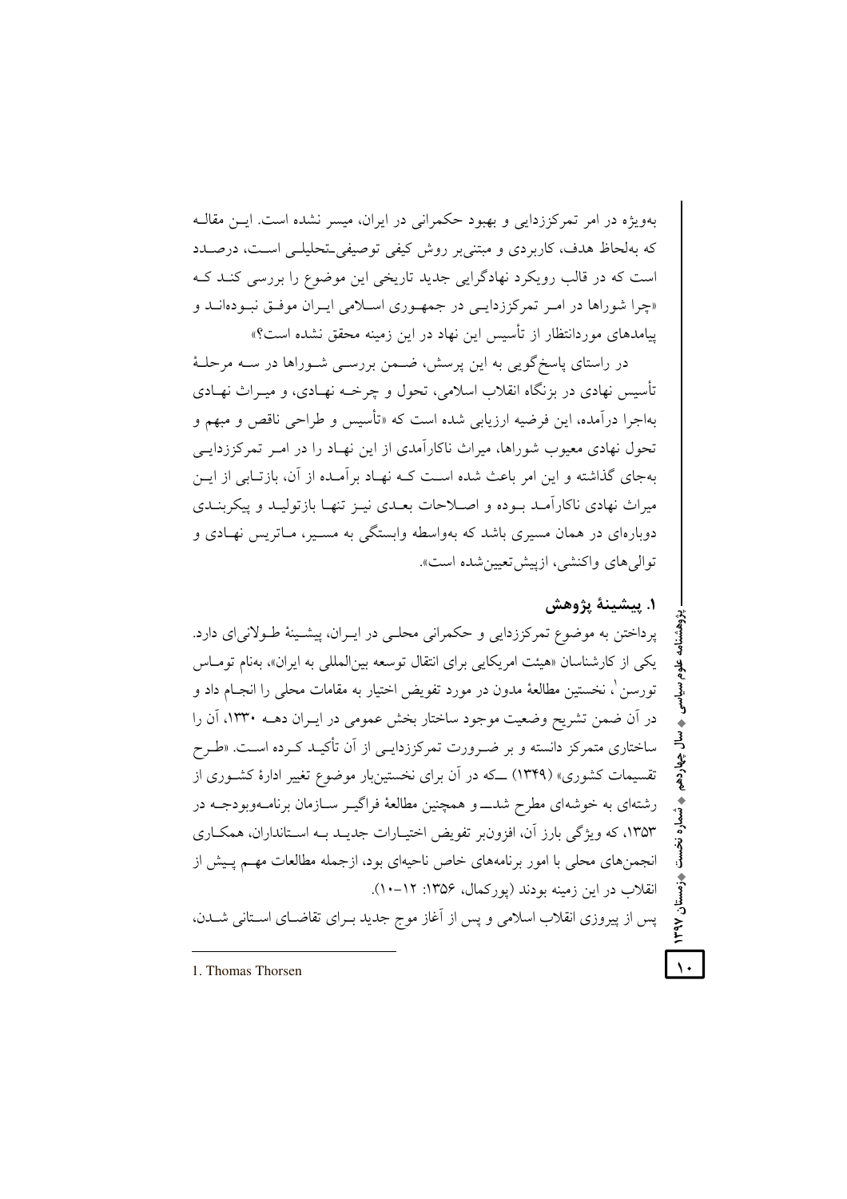به‌ویژه در امر تمرکززدایی و بهبود حکمرانی در ایران، میسر نشده است. این مقاله که به‌لحاظ هدف، کاربردی و مبتنی‌بر روش کیفی توصیفی‌ـتحلیلی است، درصدد است که در قالب رویکرد نهادگرایی جدید تاریخی این موضوع را بررسی کند که «چرا شوراها در امر تمرکززدایی در جمهوری اسلامی ایران موفق نبوده‌اند و پیامدهای موردانتظار از تأسیس این نهاد در این زمینه محقق نشده است؟»

در راستای پاسخ‌گویی به این پرسش، ضمن بررسی شوراها در سه مرحلهٔ تأسیس نهادی در بزنگاه انقلاب اسلامی، تحول و چرخه نهادی، و میراث نهادی به‌اجرا درآمده، این فرضیه ارزیابی شده است که «تأسیس و طراحی ناقص و مبهم و تحول نهادی معیوب شوراها، میراث ناکارآمدی از این نهاد را در امر تمرکززدایی به‌جای گذاشته و این امر باعث شده است که نهاد برآمده از آن، بازتابی از این میراث نهادی ناکارآمد بوده و اصلاحات بعدی نیز تنها بازتولید و پیکربندی دوباره‌ای در همان مسیری باشد که به‌واسطه وابستگی به مسیر، ماتریس نهادی و توالی‌های واکنشی، ازپیش‌تعیین‌شده است».

## ۱. پیشینهٔ پژوهش

پرداختن به موضوع تمرکززدایی و حکمرانی محلی در ایران، پیشینهٔ طولانی‌ای دارد. یکی از کارشناسان «هیئت امریکایی برای انتقال توسعه بین‌المللی به ایران»، به‌نام توماس تورسن[1]، نخستین مطالعهٔ مدون در مورد تفویض اختیار به مقامات محلی را انجام داد و در آن ضمن تشریح وضعیت موجود ساختار بخش عمومی در ایران دهه ۱۳۳۰، آن را ساختاری متمرکز دانسته و بر ضرورت تمرکززدایی از آن تأکید کرده است. «طرح تقسیمات کشوری» (۱۳۴۹) ــ که در آن برای نخستین‌بار موضوع تغییر ادارهٔ کشوری از رشته‌ای به خوشه‌ای مطرح شدــ و همچنین مطالعهٔ فراگیر سازمان برنامه‌وبودجه در ۱۳۵۳، که ویژگی بارز آن، افزون‌بر تفویض اختیارات جدید به استانداران، همکاری انجمن‌های محلی با امور برنامه‌های خاص ناحیه‌ای بود، ازجمله مطالعات مهم پیش از انقلاب در این زمینه بودند (پورکمال، ۱۳۵۶: ۱۲-۱۰).

پس از پیروزی انقلاب اسلامی و پس از آغاز موج جدید برای تقاضای استانی شدن،

---

1. Thomas Thorsen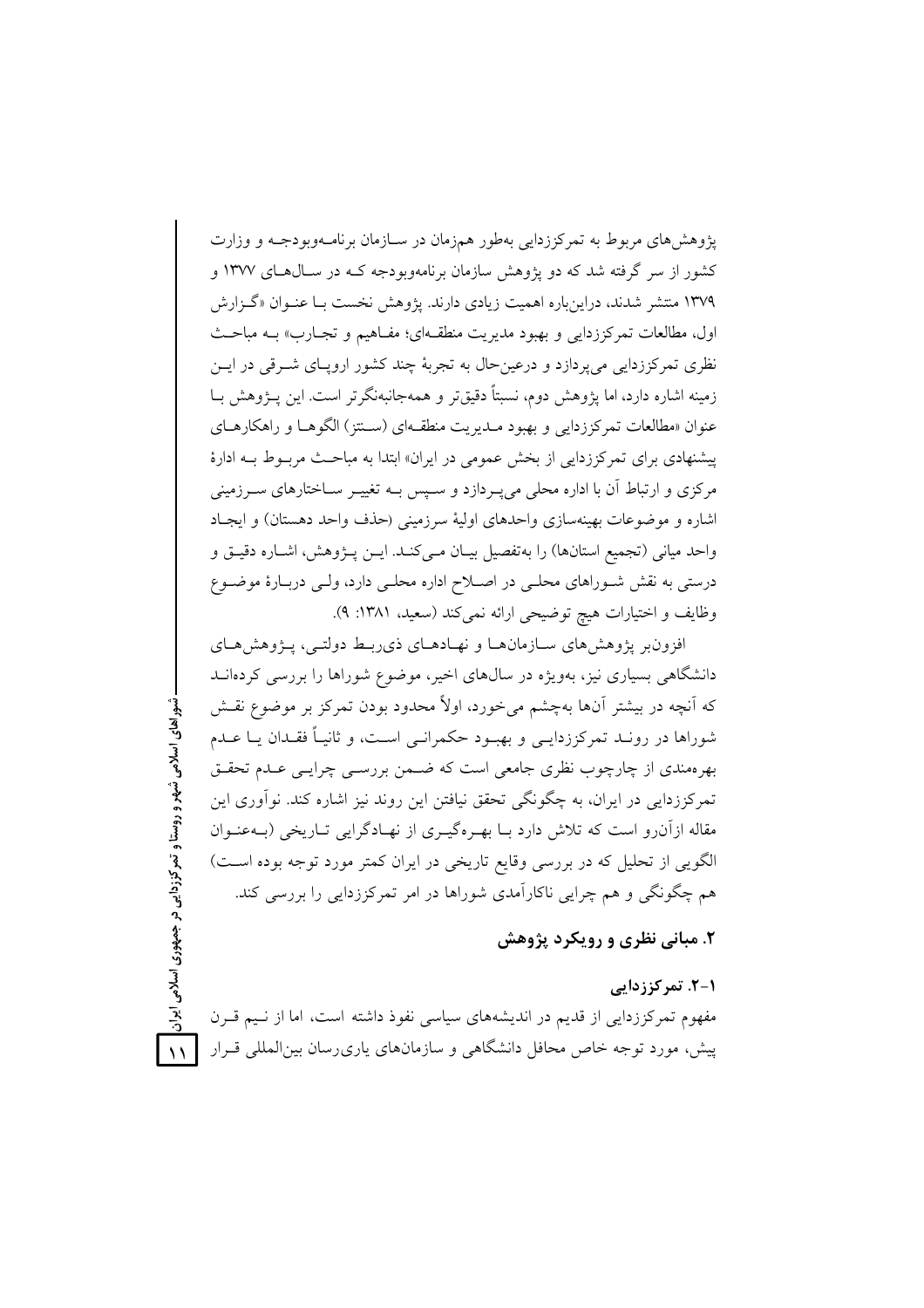پژوهش‌های مربوط به تمرکززدایی به‌طور هم‌زمان در سازمان برنامه‌وبودجه و وزارت کشور از سر گرفته شد که دو پژوهش سازمان برنامه‌وبودجه که در سال‌های ۱۳۷۷ و ۱۳۷۹ منتشر شدند، دراین‌باره اهمیت زیادی دارند. پژوهش نخست با عنوان «گزارش اول، مطالعات تمرکززدایی و بهبود مدیریت منطقه‌ای؛ مفاهیم و تجارب» به مباحث نظری تمرکززدایی می‌پردازد و درعین‌حال به تجربهٔ چند کشور اروپای شرقی در این زمینه اشاره دارد، اما پژوهش دوم، نسبتاً دقیق‌تر و همه‌جانبه‌نگرتر است. این پژوهش با عنوان «مطالعات تمرکززدایی و بهبود مدیریت منطقه‌ای (سنتز) الگوها و راهکارهای پیشنهادی برای تمرکززدایی از بخش عمومی در ایران» ابتدا به مباحث مربوط به ادارهٔ مرکزی و ارتباط آن با اداره محلی می‌پردازد و سپس به تغییر ساختارهای سرزمینی اشاره و موضوعات بهینه‌سازی واحدهای اولیهٔ سرزمینی (حذف واحد دهستان) و ایجاد واحد میانی (تجمیع استان‌ها) را به‌تفصیل بیان می‌کند. این پژوهش، اشاره دقیق و درستی به نقش شوراهای محلی در اصلاح اداره محلی دارد، ولی دربارهٔ موضوع وظایف و اختیارات هیچ توضیحی ارائه نمی‌کند (سعید، ۱۳۸۱: ۹).

افزون‌بر پژوهش‌های سازمان‌ها و نهادهای ذی‌ربط دولتی، پژوهش‌های دانشگاهی بسیاری نیز، به‌ویژه در سال‌های اخیر، موضوع شوراها را بررسی کرده‌اند که آنچه در بیشتر آن‌ها به‌چشم می‌خورد، اولاً محدود بودن تمرکز بر موضوع نقش شوراها در روند تمرکززدایی و بهبود حکمرانی است، و ثانیاً فقدان یا عدم بهره‌مندی از چارچوب نظری جامعی است که ضمن بررسی چرایی عدم تحقق تمرکززدایی در ایران، به چگونگی تحقق نیافتن این روند نیز اشاره کند. نوآوری این مقاله ازآن‌رو است که تلاش دارد با بهره‌گیری از نهادگرایی تاریخی (به‌عنوان الگویی از تحلیل که در بررسی وقایع تاریخی در ایران کمتر مورد توجه بوده است) هم چگونگی و هم چرایی ناکارآمدی شوراها در امر تمرکززدایی را بررسی کند.

## ۲. مبانی نظری و رویکرد پژوهش

### ۱-۲. تمرکززدایی

مفهوم تمرکززدایی از قدیم در اندیشه‌های سیاسی نفوذ داشته است، اما از نیم قرن پیش، مورد توجه خاص محافل دانشگاهی و سازمان‌های یاری‌رسان بین‌المللی قرار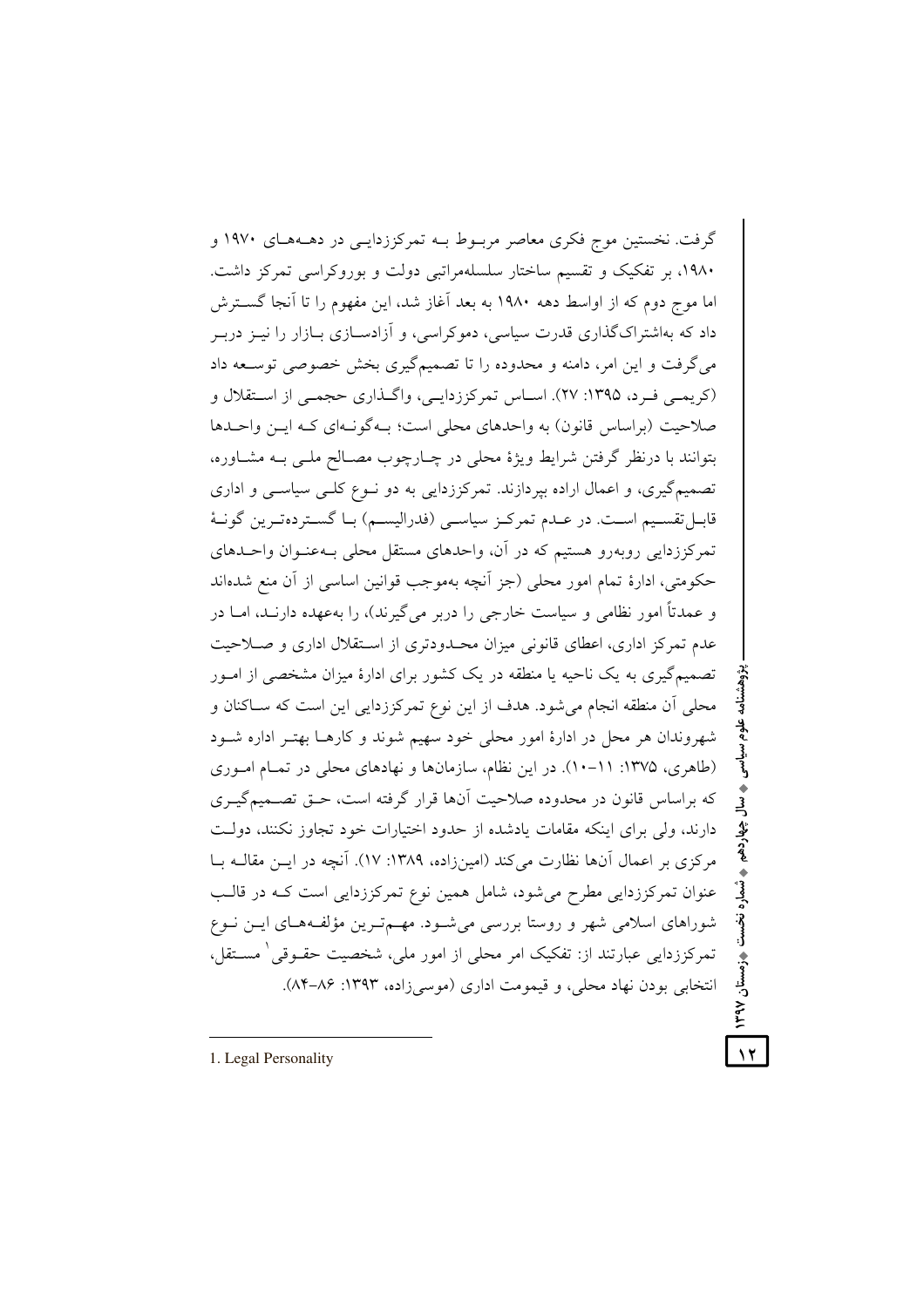گرفت. نخستین موج فکری معاصر مربوط به تمرکززدایی در دهه‌های ۱۹۷۰ و ۱۹۸۰، بر تفکیک و تقسیم ساختار سلسله‌مراتبی دولت و بوروکراسی تمرکز داشت. اما موج دوم که از اواسط دهه ۱۹۸۰ به بعد آغاز شد، این مفهوم را تا آنجا گسترش داد که به‌اشتراک‌گذاری قدرت سیاسی، دموکراسی، و آزادسازی بازار را نیز دربر می‌گرفت و این امر، دامنه و محدوده را تا تصمیم‌گیری بخش خصوصی توسعه داد (کریمی فرد، ۱۳۹۵: ۲۷). اساس تمرکززدایی، واگذاری حجمی از استقلال و صلاحیت (براساس قانون) به واحدهای محلی است؛ به‌گونه‌ای که این واحدها بتوانند با درنظر گرفتن شرایط ویژهٔ محلی در چارچوب مصالح ملی به مشاوره، تصمیم‌گیری، و اعمال اراده بپردازند. تمرکززدایی به دو نوع کلی سیاسی و اداری قابل‌تقسیم است. در عدم تمرکز سیاسی (فدرالیسم) با گسترده‌ترین گونهٔ تمرکززدایی روبه‌رو هستیم که در آن، واحدهای مستقل محلی به‌عنوان واحدهای حکومتی، ادارهٔ تمام امور محلی (جز آنچه به‌موجب قوانین اساسی از آن منع شده‌اند و عمدتاً امور نظامی و سیاست خارجی را دربر می‌گیرند)، را به‌عهده دارند، اما در عدم تمرکز اداری، اعطای قانونی میزان محدودتری از استقلال اداری و صلاحیت تصمیم‌گیری به یک ناحیه یا منطقه در یک کشور برای ادارهٔ میزان مشخصی از امور محلی آن منطقه انجام می‌شود. هدف از این نوع تمرکززدایی این است که ساکنان و شهروندان هر محل در ادارهٔ امور محلی خود سهیم شوند و کارها بهتر اداره شود (طاهری، ۱۳۷۵: ۱۱-۱۰). در این نظام، سازمان‌ها و نهادهای محلی در تمام اموری که براساس قانون در محدوده صلاحیت آن‌ها قرار گرفته است، حق تصمیم‌گیری دارند، ولی برای اینکه مقامات یادشده از حدود اختیارات خود تجاوز نکنند، دولت مرکزی بر اعمال آن‌ها نظارت می‌کند (امین‌زاده، ۱۳۸۹: ۱۷). آنچه در این مقاله با عنوان تمرکززدایی مطرح می‌شود، شامل همین نوع تمرکززدایی است که در قالب شوراهای اسلامی شهر و روستا بررسی می‌شود. مهم‌ترین مؤلفه‌های این نوع تمرکززدایی عبارتند از: تفکیک امر محلی از امور ملی، شخصیت حقوقی[1] مستقل، انتخابی بودن نهاد محلی، و قیمومت اداری (موسی‌زاده، ۱۳۹۳: ۸۶-۸۴).

---

1. Legal Personality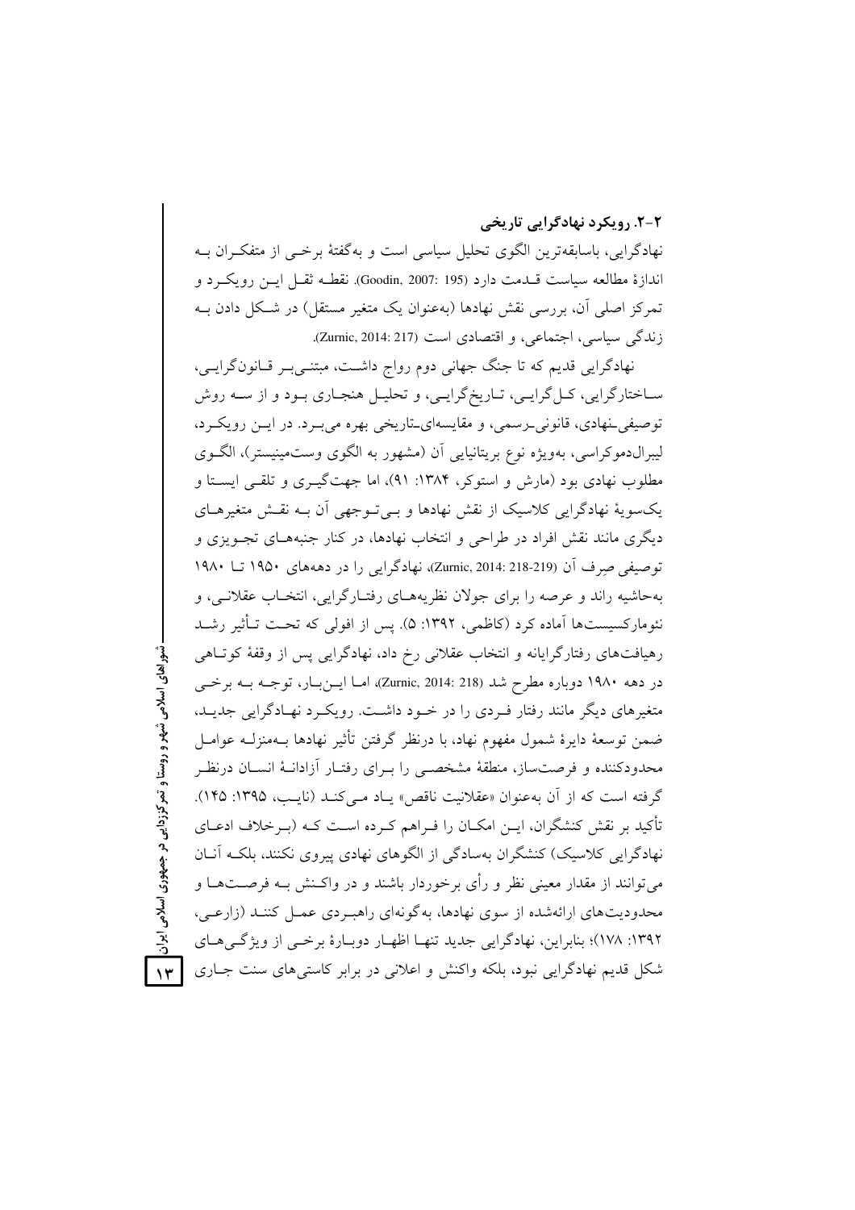### ۲-۲. رویکرد نهادگرایی تاریخی

نهادگرایی، باسابقه‌ترین الگوی تحلیل سیاسی است و به‌گفتهٔ برخی از متفکران به اندازهٔ مطالعه سیاست قدمت دارد (Goodin, 2007: 195). نقطه ثقل این رویکرد و تمرکز اصلی آن، بررسی نقش نهادها (به‌عنوان یک متغیر مستقل) در شکل دادن به زندگی سیاسی، اجتماعی، و اقتصادی است (Zurnic, 2014: 217).

نهادگرایی قدیم که تا جنگ جهانی دوم رواج داشت، مبتنی‌بر قانون‌گرایی، ساختارگرایی، کل‌گرایی، تاریخ‌گرایی، و تحلیل هنجاری بود و از سه روش توصیفی-نهادی، قانونی-رسمی، و مقایسه‌ای-تاریخی بهره می‌برد. در این رویکرد، لیبرال‌دموکراسی، به‌ویژه نوع بریتانیایی آن (مشهور به الگوی وست‌مینیستر)، الگوی مطلوب نهادی بود (مارش و استوکر، ۱۳۸۴: ۹۱)، اما جهت‌گیری و تلقی ایستا و یک‌سویهٔ نهادگرایی کلاسیک از نقش نهادها و بی‌توجهی آن به نقش متغیرهای دیگری مانند نقش افراد در طراحی و انتخاب نهادها، در کنار جنبه‌های تجویزی و توصیفی صِرف آن (Zurnic, 2014: 218-219)، نهادگرایی را در دهه‌های ۱۹۵۰ تا ۱۹۸۰ به‌حاشیه راند و عرصه را برای جولان نظریه‌های رفتارگرایی، انتخاب عقلانی، و نئومارکسیست‌ها آماده کرد (کاظمی، ۱۳۹۲: ۵). پس از افولی که تحت تأثیر رشد رهیافت‌های رفتارگرایانه و انتخاب عقلانی رخ داد، نهادگرایی پس از وقفهٔ کوتاهی در دهه ۱۹۸۰ دوباره مطرح شد (Zurnic, 2014: 218)، اما این‌بار، توجه به برخی متغیرهای دیگر مانند رفتار فردی را در خود داشت. رویکرد نهادگرایی جدید، ضمن توسعهٔ دایرهٔ شمول مفهوم نهاد، با درنظر گرفتن تأثیر نهادها به‌منزله عوامل محدودکننده و فرصت‌ساز، منطقهٔ مشخصی را برای رفتار آزادانهٔ انسان درنظر گرفته است که از آن به‌عنوان «عقلانیت ناقص» یاد می‌کند (نایب، ۱۳۹۵: ۱۴۵). تأکید بر نقش کنشگران، این امکان را فراهم کرده است که (برخلاف ادعای نهادگرایی کلاسیک) کنشگران به‌سادگی از الگوهای نهادی پیروی نکنند، بلکه آنان می‌توانند از مقدار معینی نظر و رأی برخوردار باشند و در واکنش به فرصت‌ها و محدودیت‌های ارائه‌شده از سوی نهادها، به‌گونه‌ای راهبردی عمل کنند (زارعی، ۱۳۹۲: ۱۷۸)؛ بنابراین، نهادگرایی جدید تنها اظهار دوبارهٔ برخی از ویژگی‌های شکل قدیم نهادگرایی نبود، بلکه واکنش و اعلانی در برابر کاستی‌های سنت جاری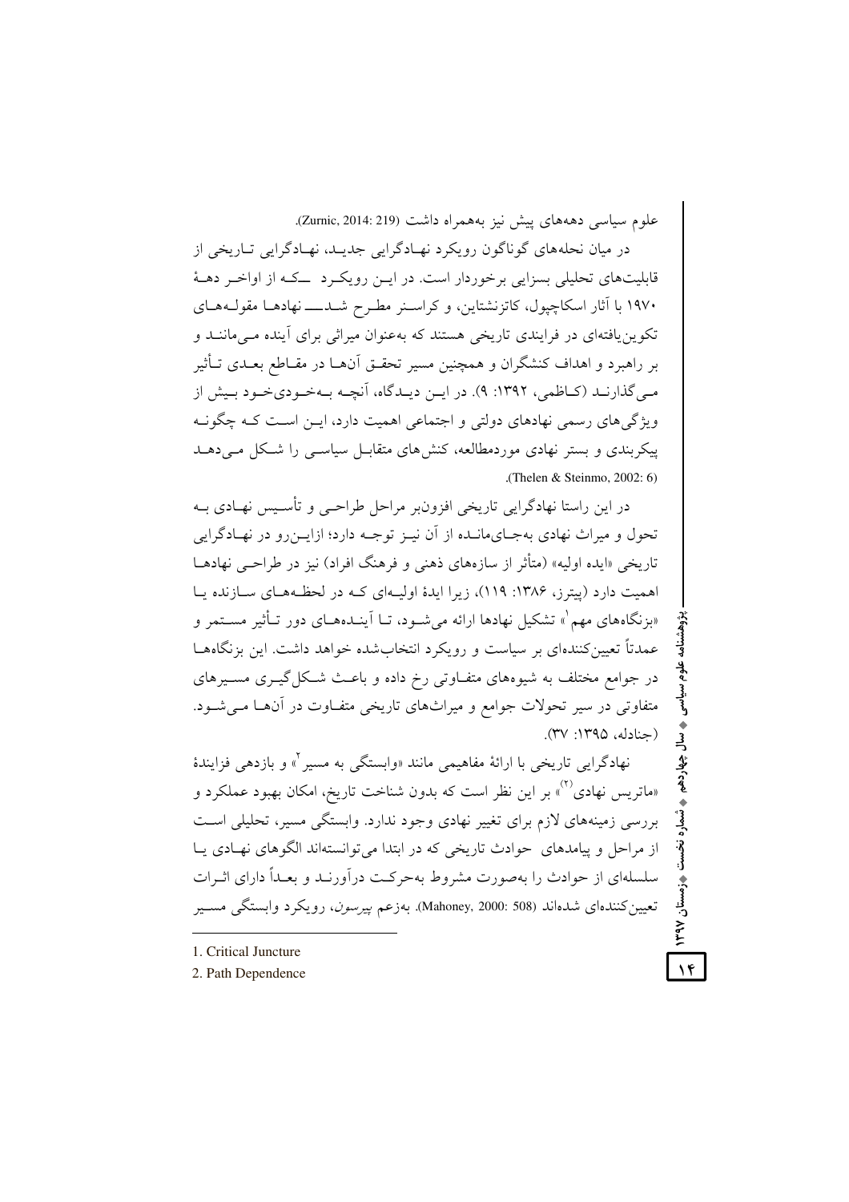علوم سیاسی دهه‌های پیش نیز به‌همراه داشت (Zurnic, 2014: 219).

در میان نحله‌های گوناگون رویکرد نهادگرایی جدید، نهادگرایی تاریخی از قابلیت‌های تحلیلی بسزایی برخوردار است. در این رویکرد –که از اواخر دهۀ ۱۹۷۰ با آثار اسکاچپول، کاتزنشتاین، و کراسنر مطرح شد– نهادها مقوله‌های تکوین‌یافته‌ای در فرایندی تاریخی هستند که به‌عنوان میراثی برای آینده می‌مانند و بر راهبرد و اهداف کنشگران و همچنین مسیر تحقق آن‌ها در مقاطع بعدی تأثیر می‌گذارند (کاظمی، ۱۳۹۲: ۹). در این دیدگاه، آنچه به‌خودی‌خود بیش از ویژگی‌های رسمی نهادهای دولتی و اجتماعی اهمیت دارد، این است که چگونه پیکربندی و بستر نهادی موردمطالعه، کنش‌های متقابل سیاسی را شکل می‌دهد (Thelen & Steinmo, 2002: 6).

در این راستا نهادگرایی تاریخی افزون‌بر مراحل طراحی و تأسیس نهادی به تحول و میراث نهادی به‌جای‌مانده از آن نیز توجه دارد؛ ازاین‌رو در نهادگرایی تاریخی «ایده اولیه» (متأثر از سازه‌های ذهنی و فرهنگ افراد) نیز در طراحی نهادها اهمیت دارد (پیترز، ۱۳۸۶: ۱۱۹)، زیرا ایدۀ اولیه‌ای که در لحظه‌های سازنده یا «بزنگاه‌های مهم[1]» تشکیل نهادها ارائه می‌شود، تا آینده‌های دور تأثیر مستمر و عمدتاً تعیین‌کننده‌ای بر سیاست و رویکرد انتخاب‌شده خواهد داشت. این بزنگاه‌ها در جوامع مختلف به شیوه‌های متفاوتی رخ داده و باعث شکل‌گیری مسیرهای متفاوتی در سیر تحولات جوامع و میراث‌های تاریخی متفاوت در آن‌ها می‌شود (جنادله، ۱۳۹۵: ۳۷).

نهادگرایی تاریخی با ارائۀ مفاهیمی مانند «وابستگی به مسیر[2]» و بازدهی فزایندۀ «ماتریس نهادی(۲)» بر این نظر است که بدون شناخت تاریخ، امکان بهبود عملکرد و بررسی زمینه‌های لازم برای تغییر نهادی وجود ندارد. وابستگی مسیر، تحلیلی است از مراحل و پیامدهای حوادث تاریخی که در ابتدا می‌توانسته‌اند الگوهای نهادی یا سلسله‌ای از حوادث را به‌صورت مشروط به‌حرکت درآورند و بعداً دارای اثرات تعیین‌کننده‌ای شده‌اند (Mahoney, 2000: 508). به‌زعم *پیرسون*، رویکرد وابستگی مسیر

---

1. Critical Juncture
2. Path Dependence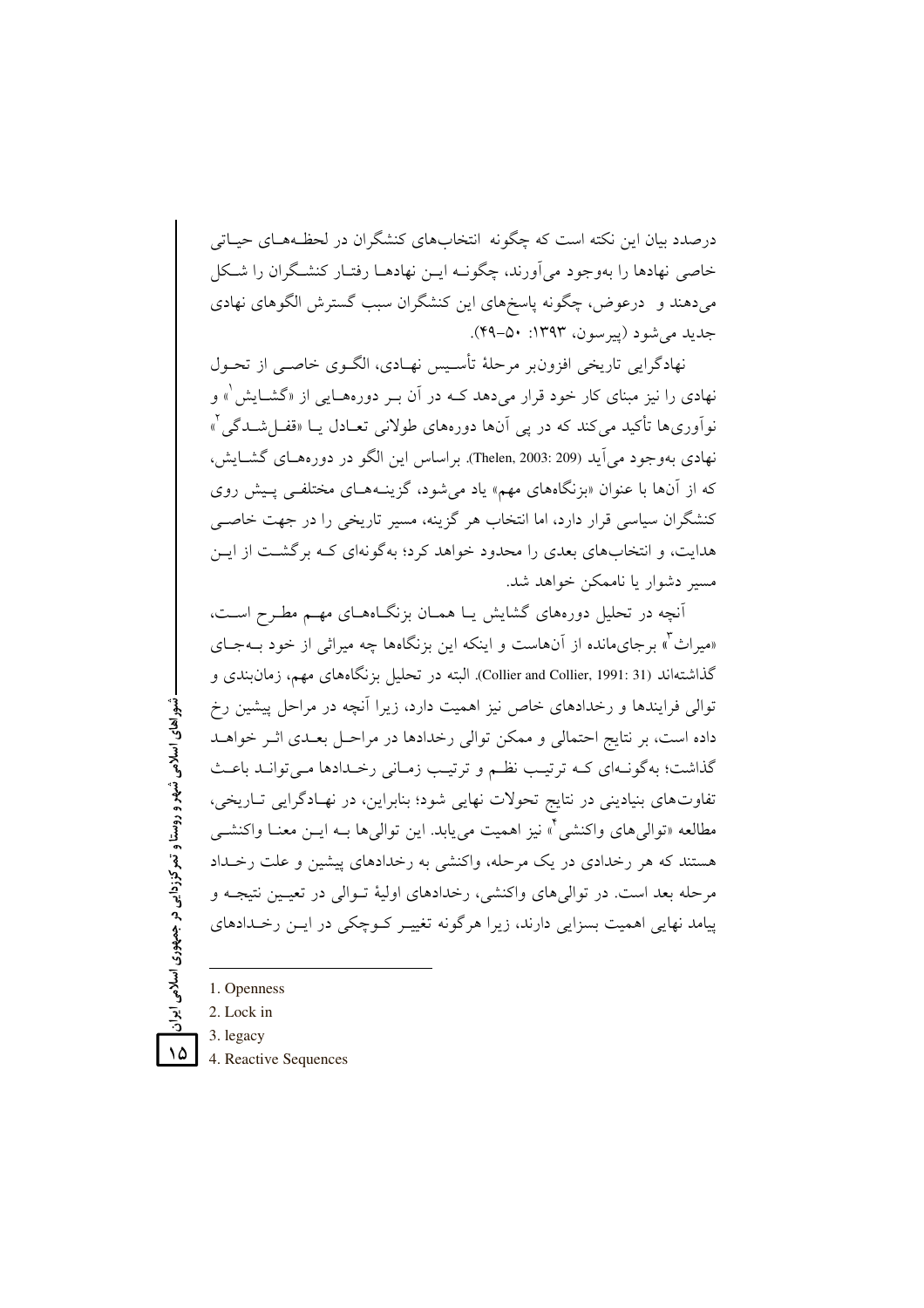درصدد بیان این نکته است که چگونه انتخاب‌های کنشگران در لحظه‌های حیاتی خاصی نهادها را به‌وجود می‌آورند، چگونه این نهادها رفتار کنشگران را شکل می‌دهند و درعوض، چگونه پاسخ‌های این کنشگران سبب گسترش الگوهای نهادی جدید می‌شود (پیرسون، ۱۳۹۳: ۵۰-۴۹).

نهادگرایی تاریخی افزون‌بر مرحلهٔ تأسیس نهادی، الگوی خاصی از تحول نهادی را نیز مبنای کار خود قرار می‌دهد که در آن بر دوره‌هایی از «گشایش[1]» و نوآوری‌ها تأکید می‌کند که در پی آن‌ها دوره‌های طولانی تعادل یا «قفل‌شدگی[2]» نهادی به‌وجود می‌آید (Thelen, 2003: 209). براساس این الگو در دوره‌های گشایش، که از آن‌ها با عنوان «بزنگاه‌های مهم» یاد می‌شود، گزینه‌های مختلفی پیش روی کنشگران سیاسی قرار دارد، اما انتخاب هر گزینه، مسیر تاریخی را در جهت خاصی هدایت، و انتخاب‌های بعدی را محدود خواهد کرد؛ به‌گونه‌ای که برگشت از این مسیر دشوار یا ناممکن خواهد شد.

آنچه در تحلیل دوره‌های گشایش یا همان بزنگاه‌های مهم مطرح است، «میراث[3]» برجای‌مانده از آن‌هاست و اینکه این بزنگاه‌ها چه میراثی از خود به‌جای گذاشته‌اند (Collier and Collier, 1991: 31). البته در تحلیل بزنگاه‌های مهم، زمان‌بندی و توالی فرایندها و رخدادهای خاص نیز اهمیت دارد، زیرا آنچه در مراحل پیشین رخ داده است، بر نتایج احتمالی و ممکن توالی رخدادها در مراحل بعدی اثر خواهد گذاشت؛ به‌گونه‌ای که ترتیب نظم و ترتیب زمانی رخدادها می‌تواند باعث تفاوت‌های بنیادینی در نتایج تحولات نهایی شود؛ بنابراین، در نهادگرایی تاریخی، مطالعه «توالی‌های واکنشی[4]» نیز اهمیت می‌یابد. این توالی‌ها به این معنا واکنشی هستند که هر رخدادی در یک مرحله، واکنشی به رخدادهای پیشین و علت رخداد مرحله بعد است. در توالی‌های واکنشی، رخدادهای اولیهٔ توالی در تعیین نتیجه و پیامد نهایی اهمیت بسزایی دارند، زیرا هرگونه تغییر کوچکی در این رخدادهای

---

1. Openness
2. Lock in
3. legacy
4. Reactive Sequences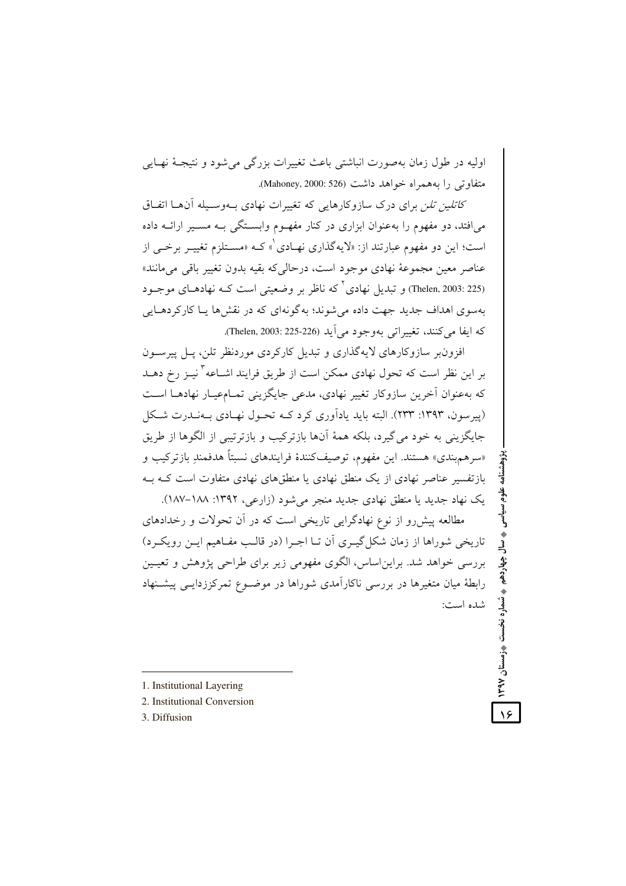اولیه در طول زمان به‌صورت انباشتی باعث تغییرات بزرگی می‌شود و نتیجهٔ نهایی متفاوتی را به‌همراه خواهد داشت (Mahoney, 2000: 526).

*کاتلین تلن* برای درک سازوکارهایی که تغییرات نهادی به‌وسیله آن‌ها اتفاق می‌افتد، دو مفهوم را به‌عنوان ابزاری در کنار مفهوم وابستگی به مسیر ارائه داده است؛ این دو مفهوم عبارتند از: «لایه‌گذاری نهادی[1]» که «مستلزم تغییر برخی از عناصر معین مجموعهٔ نهادی موجود است، درحالی‌که بقیه بدون تغییر باقی می‌مانند» (Thelen, 2003: 225) و تبدیل نهادی[2] که ناظر بر وضعیتی است که نهادهای موجود به‌سوی اهداف جدید جهت داده می‌شوند؛ به‌گونه‌ای که در نقش‌ها یا کارکردهایی که ایفا می‌کنند، تغییراتی به‌وجود می‌آید (Thelen, 2003: 225-226).

افزون‌بر سازوکارهای لایه‌گذاری و تبدیل کارکردی موردنظر تلن، پل پیرسون بر این نظر است که تحول نهادی ممکن است از طریق فرایند اشاعه[3] نیز رخ دهد که به‌عنوان آخرین سازوکار تغییر نهادی، مدعی جایگزینی تمام‌عیار نهادها است (پیرسون، ۱۳۹۳: ۲۳۳). البته باید یادآوری کرد که تحول نهادی به‌ندرت شکل جایگزینی به خود می‌گیرد، بلکه همهٔ آن‌ها بازترکیب و بازترتیبی از الگوها از طریق «سرهم‌بندی» هستند. این مفهوم، توصیف‌کنندهٔ فرایندهای نسبتاً هدفمندِ بازترکیب و بازتفسیر عناصر نهادی از یک منطق نهادی یا منطق‌های نهادی متفاوت است که به یک نهاد جدید یا منطق نهادی جدید منجر می‌شود (زارعی، ۱۳۹۲: ۱۸۸-۱۸۷).

مطالعه پیش‌رو از نوع نهادگرایی تاریخی است که در آن تحولات و رخدادهای تاریخی شوراها از زمان شکل‌گیری آن تا اجرا (در قالب مفاهیم این رویکرد) بررسی خواهد شد. براین‌اساس، الگوی مفهومی زیر برای طراحی پژوهش و تعیین رابطهٔ میان متغیرها در بررسی ناکارآمدی شوراها در موضوع تمرکززدایی پیشنهاد شده است:

---

1. Institutional Layering
2. Institutional Conversion
3. Diffusion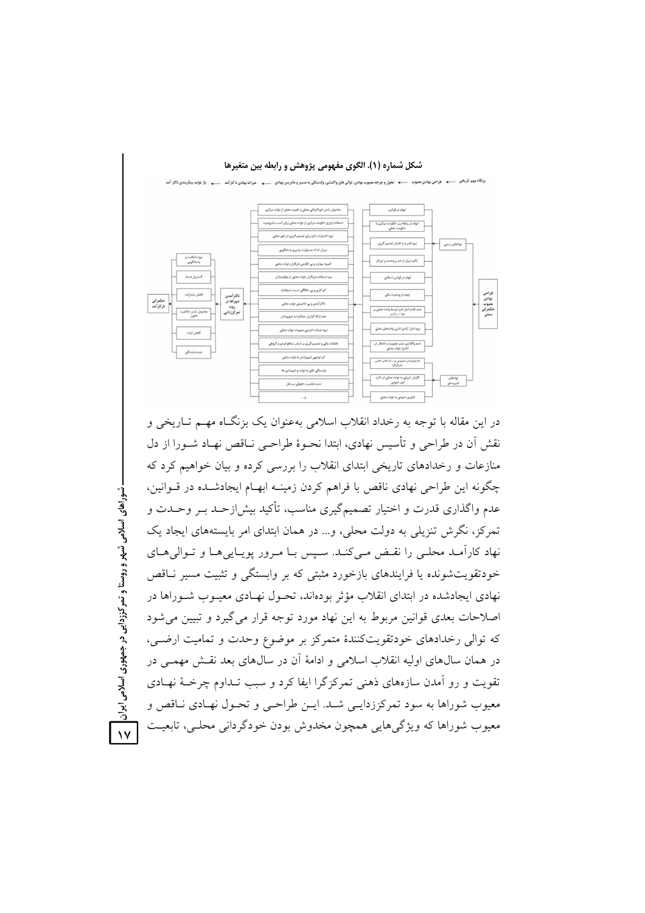شکل شمارهٔ (۱). الگوی مفهومی پژوهش و رابطه بین متغیرها

بزنگاه مهم تاریخی ← طراحی نهادی معیوب ← تحول و چرخه معیوب نهادی، توالی های واکنشی، وابستگی به مسیر و ماتریس نهادی ← میراث نهادی ناکارآمد ← باز تولید پیکربندی ناکارآمد

در این مقاله با توجه به رخداد انقلاب اسلامی به‌عنوان یک بزنگـاه مهـم تـاریخی و نقش آن در طراحی و تأسیس نهادی، ابتدا نحـوهٔ طراحـی نـاقص نهـاد شـورا از دل منازعات و رخدادهای تاریخی ابتدای انقلاب را بررسی کرده و بیان خواهیم کرد که چگونه این طراحی نهادی ناقص با فراهم کردن زمینـه ابهـام ایجادشـده در قـوانین، عدم واگذاری قدرت و اختیار تصمیم‌گیری مناسب، تأکید بیش‌ازحـد بـر وحـدت و تمرکز، نگرش تنزیلی به دولت محلی، و... در همان ابتدای امر بایسته‌های ایجاد یک نهاد کارآمـد محلـی را نقـض مـی‌کنـد. سـپس بـا مـرور پویـایی‌هـا و تـوالی‌هـای خودتقویت‌شونده یا فرایندهای بازخورد مثبتی که بر وابستگی و تثبیت مسیر نـاقص نهادی ایجادشده در ابتدای انقلاب مؤثر بوده‌اند، تحـول نهـادی معیـوب شـوراها در اصلاحات بعدی قوانین مربوط به این نهاد مورد توجه قرار می‌گیرد و تبیین می‌شود که توالی رخدادهای خودتقویت‌کنندهٔ متمرکز بر موضوع وحدت و تمامیت ارضـی، در همان سال‌های اولیه انقلاب اسلامی و ادامهٔ آن در سال‌های بعد نقـش مهمـی در تقویت و رو آمدن سازه‌های ذهنی تمرکزگرا ایفا کرد و سبب تـداوم چرخـهٔ نهـادی معیوب شوراها به سود تمرکززدایـی شـد. ایـن طراحـی و تحـول نهـادی نـاقص و معیوب شوراها که ویژگی‌هایی همچون مخدوش بودن خودگردانی محلـی، تابعیـت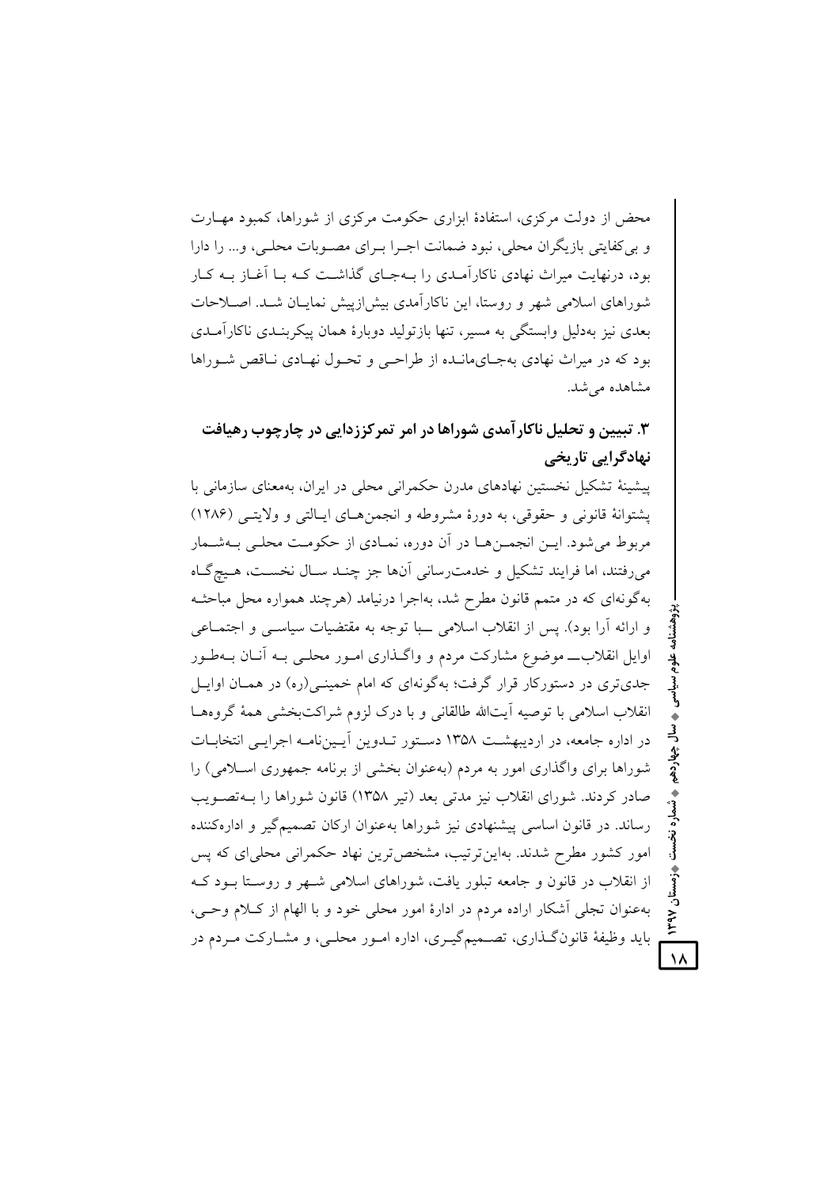محض از دولت مرکزی، استفادهٔ ابزاری حکومت مرکزی از شوراها، کمبود مهارت و بی‌کفایتی بازیگران محلی، نبود ضمانت اجرا برای مصوبات محلی، و... را دارا بود، درنهایت میراث نهادی ناکارآمدی را به‌جای گذاشت که با آغاز به کار شوراهای اسلامی شهر و روستا، این ناکارآمدی بیش‌ازپیش نمایان شد. اصلاحات بعدی نیز به‌دلیل وابستگی به مسیر، تنها بازتولید دوبارهٔ همان پیکربندی ناکارآمدی بود که در میراث نهادی به‌جای‌مانده از طراحی و تحول نهادی ناقص شوراها مشاهده می‌شد.

## ۳. تبیین و تحلیل ناکارآمدی شوراها در امر تمرکززدایی در چارچوب رهیافت نهادگرایی تاریخی

پیشینهٔ تشکیل نخستین نهادهای مدرن حکمرانی محلی در ایران، به‌معنای سازمانی با پشتوانهٔ قانونی و حقوقی، به دورهٔ مشروطه و انجمن‌های ایالتی و ولایتی (۱۲۸۶) مربوط می‌شود. این انجمن‌ها در آن دوره، نمادی از حکومت محلی به‌شمار می‌رفتند، اما فرایند تشکیل و خدمت‌رسانی آن‌ها جز چند سال نخست، هیچ‌گاه به‌گونه‌ای که در متمم قانون مطرح شد، به‌اجرا درنیامد (هرچند همواره محل مباحثه و ارائه آرا بود). پس از انقلاب اسلامی ــ با توجه به مقتضیات سیاسی و اجتماعی اوایل انقلاب ــ موضوع مشارکت مردم و واگذاری امور محلی به آنان به‌طور جدی‌تری در دستورکار قرار گرفت؛ به‌گونه‌ای که امام خمینی(ره) در همان اوایل انقلاب اسلامی با توصیه آیت‌الله طالقانی و با درک لزوم شراکت‌بخشی همهٔ گروه‌ها در اداره جامعه، در اردیبهشت ۱۳۵۸ دستور تدوین آیین‌نامه اجرایی انتخابات شوراها برای واگذاری امور به مردم (به‌عنوان بخشی از برنامه جمهوری اسلامی) را صادر کردند. شورای انقلاب نیز مدتی بعد (تیر ۱۳۵۸) قانون شوراها را به‌تصویب رساند. در قانون اساسی پیشنهادی نیز شوراها به‌عنوان ارکان تصمیم‌گیر و اداره‌کننده امور کشور مطرح شدند. بدین‌ترتیب، مشخص‌ترین نهاد حکمرانی محلی‌ای که پس از انقلاب در قانون و جامعه تبلور یافت، شوراهای اسلامی شهر و روستا بود که به‌عنوان تجلی آشکار اراده مردم در ادارهٔ امور محلی خود و با الهام از کلام وحی، باید وظیفهٔ قانون‌گذاری، تصمیم‌گیری، اداره امور محلی، و مشارکت مردم در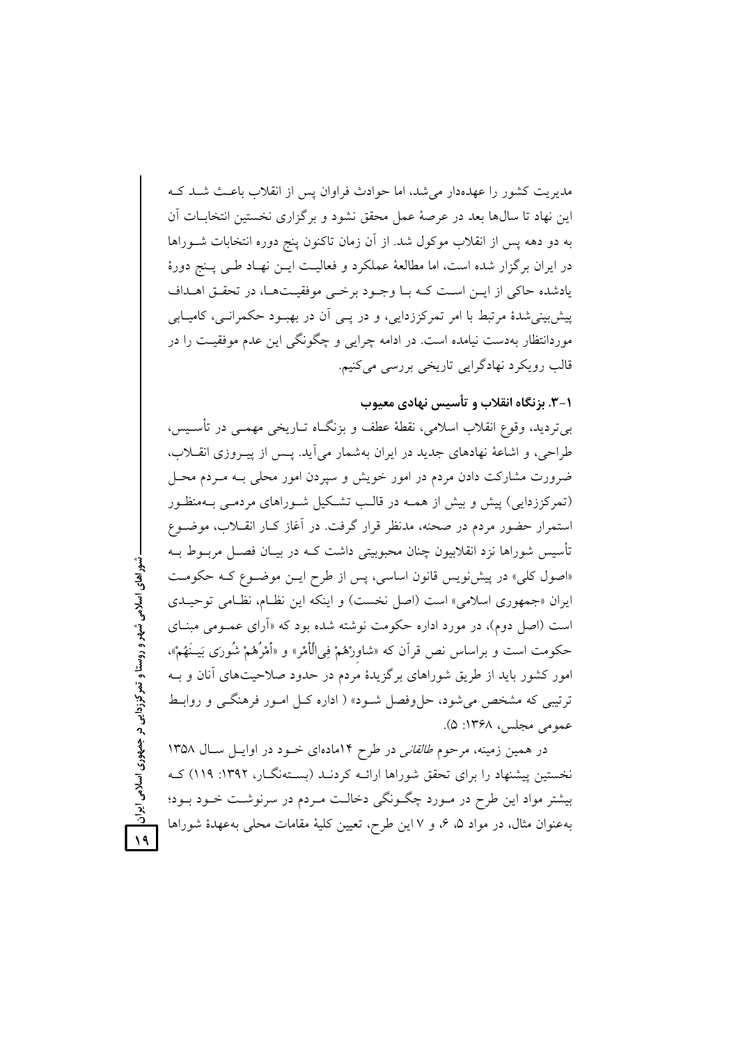مدیریت کشور را عهده‌دار می‌شد، اما حوادث فراوان پس از انقلاب باعث شد که این نهاد تا سال‌ها بعد در عرصهٔ عمل محقق نشود و برگزاری نخستین انتخابات آن به دو دهه پس از انقلاب موکول شد. از آن زمان تاکنون پنج دوره انتخابات شوراها در ایران برگزار شده است، اما مطالعهٔ عملکرد و فعالیت این نهاد طی پنج دورهٔ یادشده حاکی از این است که با وجود برخی موفقیت‌ها، در تحقق اهداف پیش‌بینی‌شدهٔ مرتبط با امر تمرکززدایی، و در پی آن در بهبود حکمرانی، کامیابی موردانتظار به‌دست نیامده است. در ادامه چرایی و چگونگی این عدم موفقیت را در قالب رویکرد نهادگرایی تاریخی بررسی می‌کنیم.

### ۳-۱. بزنگاه انقلاب و تأسیس نهادی معیوب

بی‌تردید، وقوع انقلاب اسلامی، نقطهٔ عطف و بزنگاه تاریخی مهمی در تأسیس، طراحی، و اشاعهٔ نهادهای جدید در ایران به‌شمار می‌آید. پس از پیروزی انقلاب، ضرورت مشارکت دادن مردم در امور خویش و سپردن امور محلی به مردم محل (تمرکززدایی) پیش و بیش از همه در قالب تشکیل شوراهای مردمی به‌منظور استمرار حضور مردم در صحنه، مدنظر قرار گرفت. در آغاز کار انقلاب، موضوع تأسیس شوراها نزد انقلابیون چنان محبوبیتی داشت که در بیان فصل مربوط به «اصول کلی» در پیش‌نویس قانون اساسی، پس از طرح این موضوع که حکومت ایران «جمهوری اسلامی» است (اصل نخست) و اینکه این نظام، نظامی توحیدی است (اصل دوم)، در مورد اداره حکومت نوشته شده بود که «آرای عمومی مبنای حکومت است و براساس نص قرآن که «شاوِرْهُمْ فِی‌الْأَمْر» و «أَمْرُهُمْ شُورَی بَینَهُمْ»، امور کشور باید از طریق شوراهای برگزیدهٔ مردم در حدود صلاحیت‌های آنان و به ترتیبی که مشخص می‌شود، حل‌وفصل شود» ( اداره کل امور فرهنگی و روابط عمومی مجلس، ۱۳۶۸: ۵).

در همین زمینه، مرحوم *طالقانی* در طرح ۱۴ماده‌ای خود در اوایل سال ۱۳۵۸ نخستین پیشنهاد را برای تحقق شوراها ارائه کردند (بسته‌نگار، ۱۳۹۲: ۱۱۹) که بیشتر مواد این طرح در مورد چگونگی دخالت مردم در سرنوشت خود بود؛ به‌عنوان مثال، در مواد ۵، ۶، و ۷ این طرح، تعیین کلیهٔ مقامات محلی به‌عهدهٔ شوراها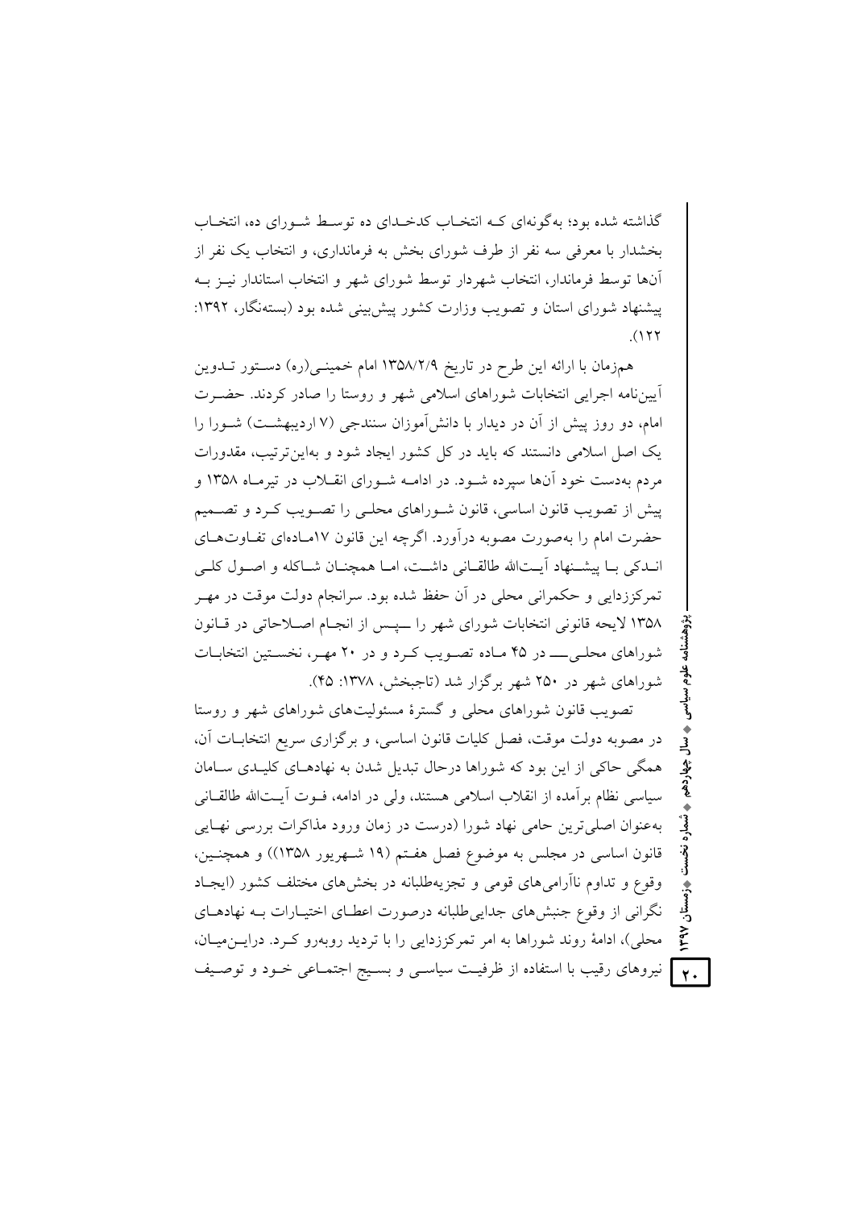گذاشته شده بود؛ به‌گونه‌ای کـه انتخـاب کدخـدای ده توسـط شـورای ده، انتخـاب بخشدار با معرفی سه نفر از طرف شورای بخش به فرمانداری، و انتخاب یک نفر از آن‌ها توسط فرماندار، انتخاب شهردار توسط شورای شهر و انتخاب استاندار نیـز بـه پیشنهاد شورای استان و تصویب وزارت کشور پیش‌بینی شده بود (بسته‌نگار، ۱۳۹۲: ۱۲۲).

هم‌زمان با ارائه این طرح در تاریخ ۱۳۵۸/۲/۹ امام خمینـی(ره) دسـتور تـدوین آیین‌نامه اجرایی انتخابات شوراهای اسلامی شهر و روستا را صادر کردند. حضـرت امام، دو روز پیش از آن در دیدار با دانش‌آموزان سنندجی (۷ اردیبهشـت) شـورا را یک اصل اسلامی دانستند که باید در کل کشور ایجاد شود و به‌این‌ترتیب، مقدورات مردم به‌دست خود آن‌ها سپرده شـود. در ادامـه شـورای انقـلاب در تیرمـاه ۱۳۵۸ و پیش از تصویب قانون اساسی، قانون شـوراهای محلـی را تصـویب کـرد و تصـمیم حضرت امام را به‌صورت مصوبه درآورد. اگرچه این قانون ۱۷مـاده‌ای تفـاوت‌هـای انـدکی بـا پیشـنهاد آیـت‌الله طالقـانی داشـت، امـا همچنـان شـاکله و اصـول کلـی تمرکززدایی و حکمرانی محلی در آن حفظ شده بود. سرانجام دولت موقت در مهـر ۱۳۵۸ لایحه قانونی انتخابات شورای شهر را ـــپـس از انجـام اصـلاحاتی در قـانون شوراهای محلـیـــ در ۴۵ مـاده تصـویب کـرد و در ۲۰ مهـر، نخسـتین انتخابـات شوراهای شهر در ۲۵۰ شهر برگزار شد (تاجبخش، ۱۳۷۸: ۴۵).

تصویب قانون شوراهای محلی و گسترهٔ مسئولیت‌های شوراهای شهر و روستا در مصوبه دولت موقت، فصل کلیات قانون اساسی، و برگزاری سریع انتخابـات آن، همگی حاکی از این بود که شوراها درحال تبدیل شدن به نهادهـای کلیـدی سـامان سیاسی نظام برآمده از انقلاب اسلامی هستند، ولی در ادامه، فـوت آیـت‌الله طالقـانی به‌عنوان اصلی‌ترین حامی نهاد شورا (درست در زمان ورود مذاکرات بررسی نهـایی قانون اساسی در مجلس به موضوع فصل هفـتم (۱۹ شـهریور ۱۳۵۸)) و همچنـین، وقوع و تداوم ناآرامی‌های قومی و تجزیه‌طلبانه در بخش‌های مختلف کشور (ایجـاد نگرانی از وقوع جنبش‌های جدایی‌طلبانه درصورت اعطـای اختیـارات بـه نهادهـای محلی)، ادامهٔ روند شوراها به امر تمرکززدایی را با تردید روبه‌رو کـرد. دراین‌میـان، نیروهای رقیب با استفاده از ظرفیـت سیاسـی و بسـیج اجتمـاعی خـود و توصـیف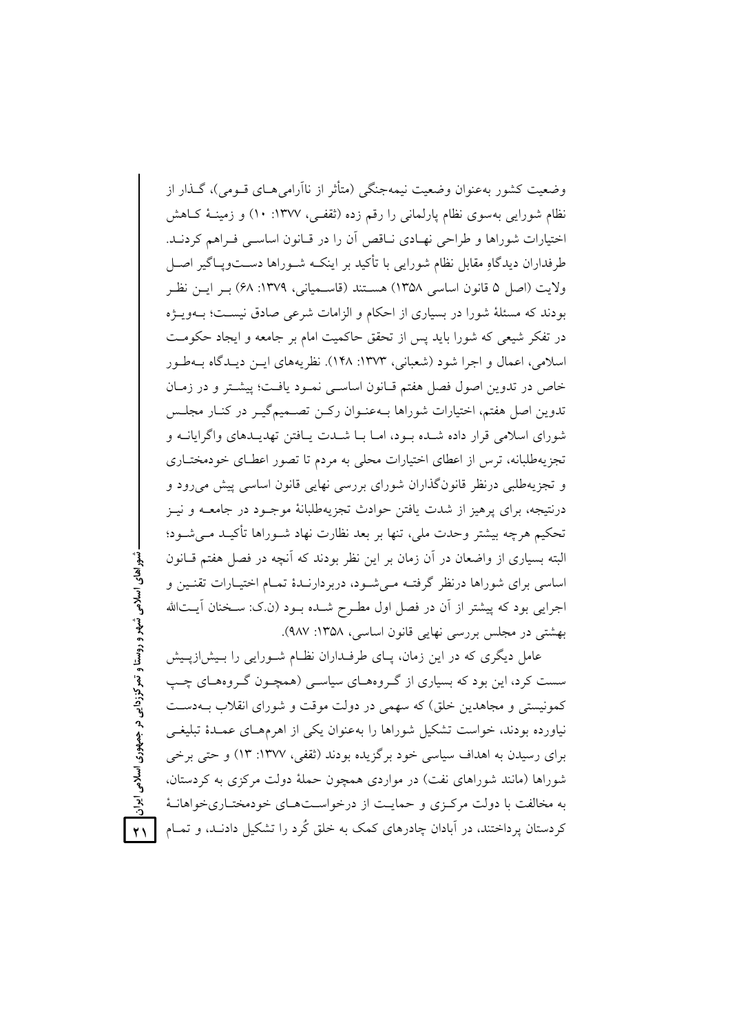وضعیت کشور به‌عنوان وضعیت نیمه‌جنگی (متأثر از ناآرامی‌های قومی)، گذار از نظام شورایی به‌سوی نظام پارلمانی را رقم زده (ثقفی، ۱۳۷۷: ۱۰) و زمینهٔ کاهش اختیارات شوراها و طراحی نهادی ناقص آن را در قانون اساسی فراهم کردند. طرفداران دیدگاهِ مقابل نظام شورایی با تأکید بر اینکه شوراها دست‌وپاگیر اصل ولایت (اصل ۵ قانون اساسی ۱۳۵۸) هستند (قاسمیانی، ۱۳۷۹: ۶۸) بر این نظر بودند که مسئلهٔ شورا در بسیاری از احکام و الزامات شرعی صادق نیست؛ به‌ویژه در تفکر شیعی که شورا باید پس از تحقق حاکمیت امام بر جامعه و ایجاد حکومت اسلامی، اعمال و اجرا شود (شعبانی، ۱۳۷۳: ۱۴۸). نظریه‌های این دیدگاه به‌طور خاص در تدوین اصول فصل هفتم قانون اساسی نمود یافت؛ پیشتر و در زمان تدوین اصل هفتم، اختیارات شوراها به‌عنوان رکن تصمیم‌گیر در کنار مجلس شورای اسلامی قرار داده شده بود، اما با شدت یافتن تهدیدهای واگرایانه و تجزیه‌طلبانه، ترس از اعطای اختیارات محلی به مردم تا تصور اعطای خودمختاری و تجزیه‌طلبی درنظر قانون‌گذاران شورای بررسی نهایی قانون اساسی پیش می‌رود و درنتیجه، برای پرهیز از شدت یافتن حوادث تجزیه‌طلبانهٔ موجود در جامعه و نیز تحکیم هرچه بیشتر وحدت ملی، تنها بر بعد نظارت نهاد شوراها تأکید می‌شود؛ البته بسیاری از واضعان در آن زمان بر این نظر بودند که آنچه در فصل هفتم قانون اساسی برای شوراها درنظر گرفته می‌شود، دربردارندهٔ تمام اختیارات تقنین و اجرایی بود که پیشتر از آن در فصل اول مطرح شده بود (ن.ک: سخنان آیت‌الله بهشتی در مجلس بررسی نهایی قانون اساسی، ۱۳۵۸: ۹۸۷).

عامل دیگری که در این زمان، پای طرفداران نظام شورایی را بیش‌ازپیش سست کرد، این بود که بسیاری از گروه‌های سیاسی (همچون گروه‌های چپ کمونیستی و مجاهدین خلق) که سهمی در دولت موقت و شورای انقلاب به‌دست نیاورده بودند، خواست تشکیل شوراها را به‌عنوان یکی از اهرم‌های عمدهٔ تبلیغی برای رسیدن به اهداف سیاسی خود برگزیده بودند (ثقفی، ۱۳۷۷: ۱۳) و حتی برخی شوراها (مانند شوراهای نفت) در مواردی همچون حملهٔ دولت مرکزی به کردستان، به مخالفت با دولت مرکزی و حمایت از درخواست‌های خودمختاری‌خواهانهٔ کردستان پرداختند، در آبادان چادرهای کمک به خلق کُرد را تشکیل دادند، و تمام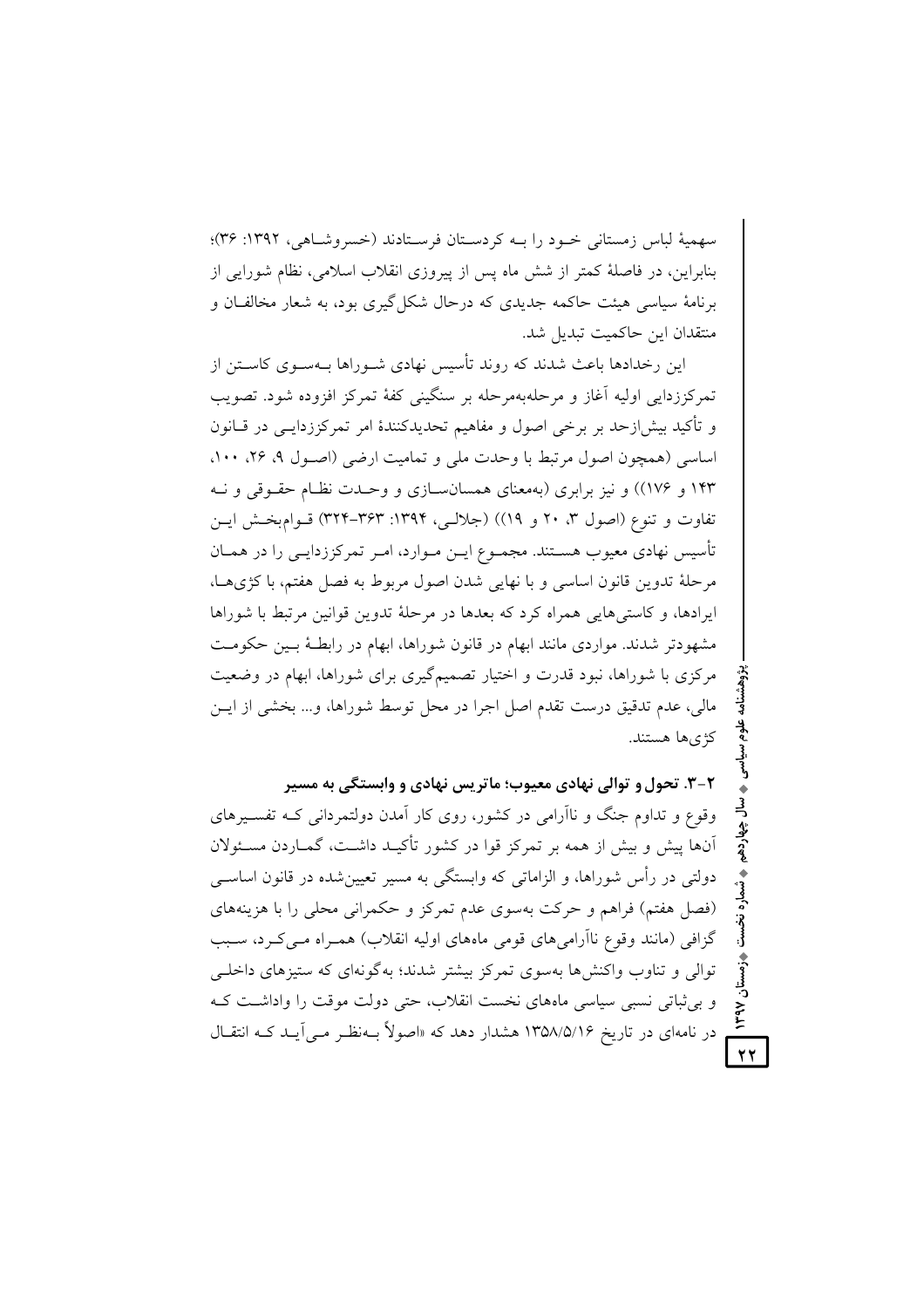سهمیهٔ لباس زمستانی خود را به کردستان فرستادند (خسروشاهی، ۱۳۹۲: ۳۶)؛ بنابراین، در فاصلهٔ کمتر از شش ماه پس از پیروزی انقلاب اسلامی، نظام شورایی از برنامهٔ سیاسی هیئت حاکمه جدیدی که درحال شکل‌گیری بود، به شعار مخالفان و منتقدان این حاکمیت تبدیل شد.

این رخدادها باعث شدند که روند تأسیس نهادی شوراها به‌سوی کاستن از تمرکززدایی اولیه آغاز و مرحله‌به‌مرحله بر سنگینی کفهٔ تمرکز افزوده شود. تصویب و تأکید بیش‌ازحد بر برخی اصول و مفاهیم تحدیدکنندهٔ امر تمرکززدایی در قانون اساسی (همچون اصول مرتبط با وحدت ملی و تمامیت ارضی (اصول ۹، ۲۶، ۱۰۰، ۱۴۳ و ۱۷۶)) و نیز برابری (به‌معنای همسان‌سازی و وحدت نظام حقوقی و نه تفاوت و تنوع (اصول ۳، ۲۰ و ۱۹)) (جلالی، ۱۳۹۴: ۳۶۳-۳۲۴) قوام‌بخش این تأسیس نهادی معیوب هستند. مجموع این موارد، امر تمرکززدایی را در همان مرحلهٔ تدوین قانون اساسی و با نهایی شدن اصول مربوط به فصل هفتم، با کژی‌ها، ایرادها، و کاستی‌هایی همراه کرد که بعدها در مرحلهٔ تدوین قوانین مرتبط با شوراها مشهودتر شدند. مواردی مانند ابهام در قانون شوراها، ابهام در رابطهٔ بین حکومت مرکزی با شوراها، نبود قدرت و اختیار تصمیم‌گیری برای شوراها، ابهام در وضعیت مالی، عدم تدقیق درست تقدم اصل اجرا در محل توسط شوراها، و... بخشی از این کژی‌ها هستند.

### ۲-۳. تحول و توالی نهادی معیوب؛ ماتریس نهادی و وابستگی به مسیر

وقوع و تداوم جنگ و ناآرامی در کشور، روی کار آمدن دولتمردانی که تفسیرهای آن‌ها پیش و بیش از همه بر تمرکز قوا در کشور تأکید داشت، گماردن مسئولان دولتی در رأس شوراها، و الزاماتی که وابستگی به مسیر تعیین‌شده در قانون اساسی (فصل هفتم) فراهم و حرکت به‌سوی عدم تمرکز و حکمرانی محلی را با هزینه‌های گزافی (مانند وقوع ناآرامی‌های قومی ماه‌های اولیه انقلاب) همراه می‌کرد، سبب توالی و تناوب واکنش‌ها به‌سوی تمرکز بیشتر شدند؛ به‌گونه‌ای که ستیزهای داخلی و بی‌ثباتی نسبی سیاسی ماه‌های نخست انقلاب، حتی دولت موقت را واداشت که در نامه‌ای در تاریخ ۱۳۵۸/۵/۱۶ هشدار دهد که «اصولاً به‌نظر می‌آید که انتقال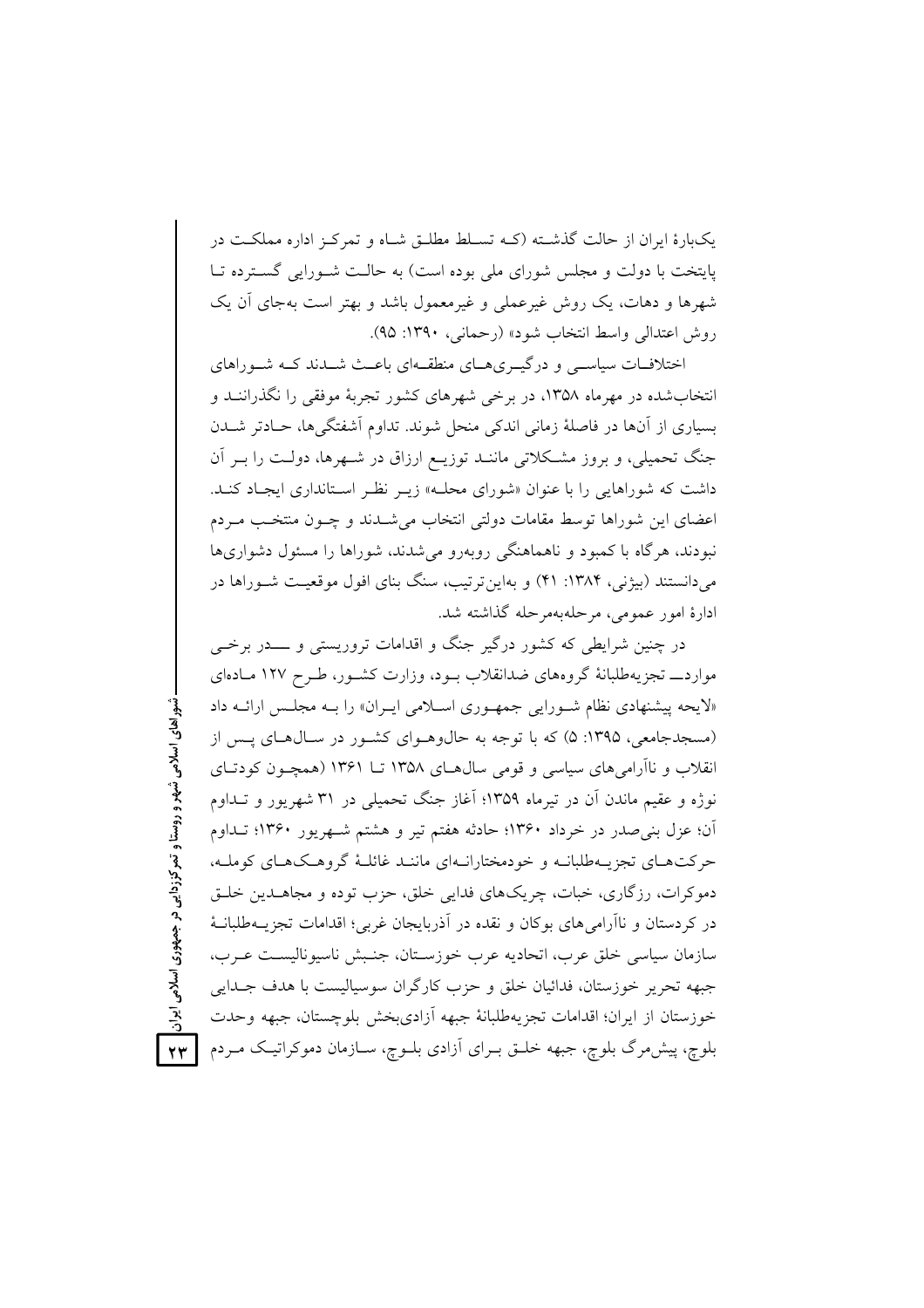یک‌بارهٔ ایران از حالت گذشته (که تسلط مطلق شاه و تمرکز اداره مملکت در پایتخت با دولت و مجلس شورای ملی بوده است) به حالت شورایی گسترده تا شهرها و دهات، یک روش غیرعملی و غیرمعمول باشد و بهتر است به‌جای آن یک روش اعتدالی واسط انتخاب شود» (رحمانی، ۱۳۹۰: ۹۵).

اختلافات سیاسی و درگیری‌های منطقه‌ای باعث شدند که شوراهای انتخاب‌شده در مهرماه ۱۳۵۸، در برخی شهرهای کشور تجربهٔ موفقی را نگذرانند و بسیاری از آن‌ها در فاصلهٔ زمانی اندکی منحل شوند. تداوم آشفتگی‌ها، حادتر شدن جنگ تحمیلی، و بروز مشکلاتی مانند توزیع ارزاق در شهرها، دولت را بر آن داشت که شوراهایی را با عنوان «شورای محله» زیر نظر استانداری ایجاد کند. اعضای این شوراها توسط مقامات دولتی انتخاب می‌شدند و چون منتخب مردم نبودند، هرگاه با کمبود و ناهماهنگی روبه‌رو می‌شدند، شوراها را مسئول دشواری‌ها می‌دانستند (بیژنی، ۱۳۸۴: ۴۱) و به‌این‌ترتیب، سنگ بنای افول موقعیت شوراها در ادارهٔ امور عمومی، مرحله‌به‌مرحله گذاشته شد.

در چنین شرایطی که کشور درگیر جنگ و اقدامات تروریستی و ــــدر برخی موارد ــ تجزیه‌طلبانهٔ گروه‌های ضدانقلاب بود، وزارت کشور، طرح ۱۲۷ ماده‌ای «لایحه پیشنهادی نظام شورایی جمهوری اسلامی ایران» را به مجلس ارائه داد (مسجدجامعی، ۱۳۹۵: ۵) که با توجه به حال‌وهوای کشور در سال‌های پس از انقلاب و ناآرامی‌های سیاسی و قومی سال‌های ۱۳۵۸ تا ۱۳۶۱ (همچون کودتای نوژه و عقیم ماندن آن در تیرماه ۱۳۵۹؛ آغاز جنگ تحمیلی در ۳۱ شهریور و تداوم آن؛ عزل بنی‌صدر در خرداد ۱۳۶۰؛ حادثه هفتم تیر و هشتم شهریور ۱۳۶۰؛ تداوم حرکت‌های تجزیه‌طلبانه و خودمختارانه‌ای مانند غائلهٔ گروهک‌های کومله، دموکرات، رزگاری، خبات، چریک‌های فدایی خلق، حزب توده و مجاهدین خلق در کردستان و ناآرامی‌های بوکان و نقده در آذربایجان غربی؛ اقدامات تجزیه‌طلبانهٔ سازمان سیاسی خلق عرب، اتحادیه عرب خوزستان، جنبش ناسیونالیست عرب، جبهه تحریر خوزستان، فدائیان خلق و حزب کارگران سوسیالیست با هدف جدایی خوزستان از ایران؛ اقدامات تجزیه‌طلبانهٔ جبهه آزادی‌بخش بلوچستان، جبهه وحدت بلوچ، پیش‌مرگ بلوچ، جبهه خلق برای آزادی بلوچ، سازمان دموکراتیک مردم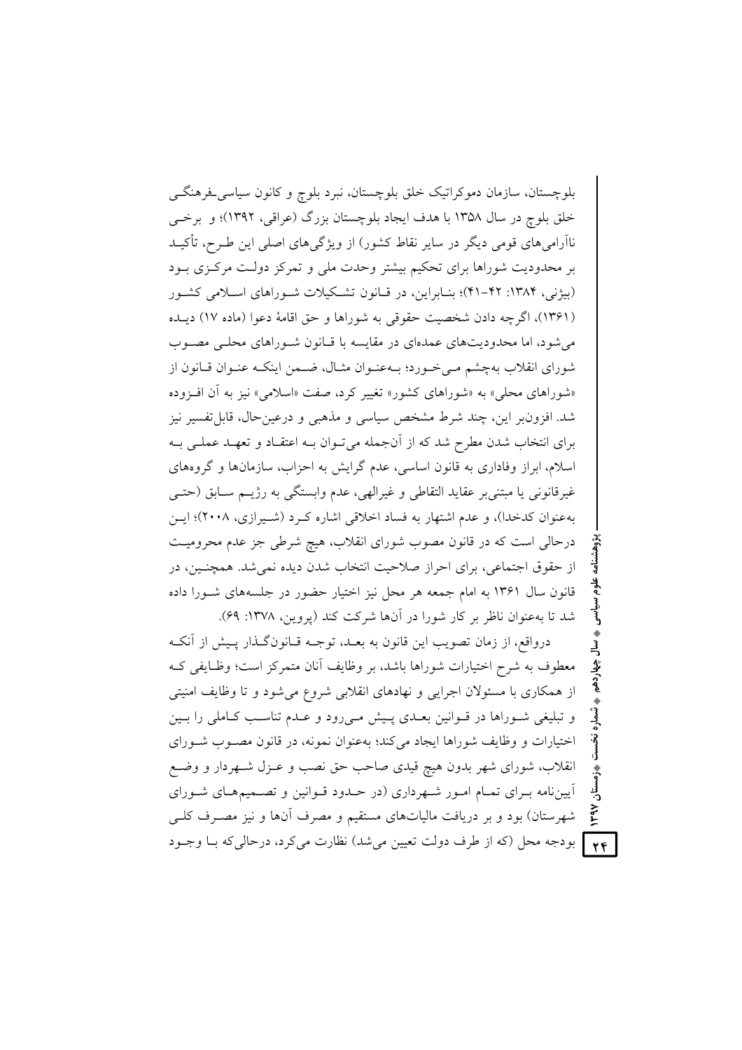بلوچستان، سازمان دموکراتیک خلق بلوچستان، نبرد بلوچ و کانون سیاسی‌ـفرهنگی خلق بلوچ در سال ۱۳۵۸ با هدف ایجاد بلوچستان بزرگ (عراقی، ۱۳۹۲)؛ و برخی ناآرامی‌های قومی دیگر در سایر نقاط کشور) از ویژگی‌های اصلی این طرح، تأکید بر محدودیت شوراها برای تحکیم بیشتر وحدت ملی و تمرکز دولت مرکزی بود (بیژنی، ۱۳۸۴: ۴۲-۴۱)؛ بنابراین، در قانون تشکیلات شوراهای اسلامی کشور (۱۳۶۱)، اگرچه دادن شخصیت حقوقی به شوراها و حق اقامهٔ دعوا (ماده ۱۷) دیده می‌شود، اما محدودیت‌های عمده‌ای در مقایسه با قانون شوراهای محلی مصوب شورای انقلاب به‌چشم می‌خورد؛ به‌عنوان مثال، ضمن اینکه عنوان قانون از «شوراهای محلی» به «شوراهای کشور» تغییر کرد، صفت «اسلامی» نیز به آن افزوده شد. افزون‌بر این، چند شرط مشخص سیاسی و مذهبی و درعین‌حال، قابل‌تفسیر نیز برای انتخاب شدن مطرح شد که از آن‌جمله می‌توان به اعتقاد و تعهد عملی به اسلام، ابراز وفاداری به قانون اساسی، عدم گرایش به احزاب، سازمان‌ها و گروه‌های غیرقانونی یا مبتنی‌بر عقاید التقاطی و غیرالهی، عدم وابستگی به رژیم سابق (حتی به‌عنوان کدخدا)، و عدم اشتهار به فساد اخلاقی اشاره کرد (شیرازی، ۲۰۰۸)؛ این درحالی است که در قانون مصوب شورای انقلاب، هیچ شرطی جز عدم محرومیت از حقوق اجتماعی، برای احراز صلاحیت انتخاب شدن دیده نمی‌شد. همچنین، در قانون سال ۱۳۶۱ به امام جمعه هر محل نیز اختیار حضور در جلسه‌های شورا داده شد تا به‌عنوان ناظر بر کار شورا در آن‌ها شرکت کند (پروین، ۱۳۷۸: ۶۹).

درواقع، از زمان تصویب این قانون به بعد، توجه قانون‌گذار پیش از آنکه معطوف به شرح اختیارات شوراها باشد، بر وظایف آنان متمرکز است؛ وظایفی که از همکاری با مسئولان اجرایی و نهادهای انقلابی شروع می‌شود و تا وظایف امنیتی و تبلیغی شوراها در قوانین بعدی پیش می‌رود و عدم تناسب کاملی را بین اختیارات و وظایف شوراها ایجاد می‌کند؛ به‌عنوان نمونه، در قانون مصوب شورای انقلاب، شورای شهر بدون هیچ قیدی صاحب حق نصب و عزل شهردار و وضع آیین‌نامه برای تمام امور شهرداری (در حدود قوانین و تصمیم‌های شورای شهرستان) بود و بر دریافت مالیات‌های مستقیم و مصرف آن‌ها و نیز مصرف کلی بودجه محل (که از طرف دولت تعیین می‌شد) نظارت می‌کرد، درحالی‌که با وجود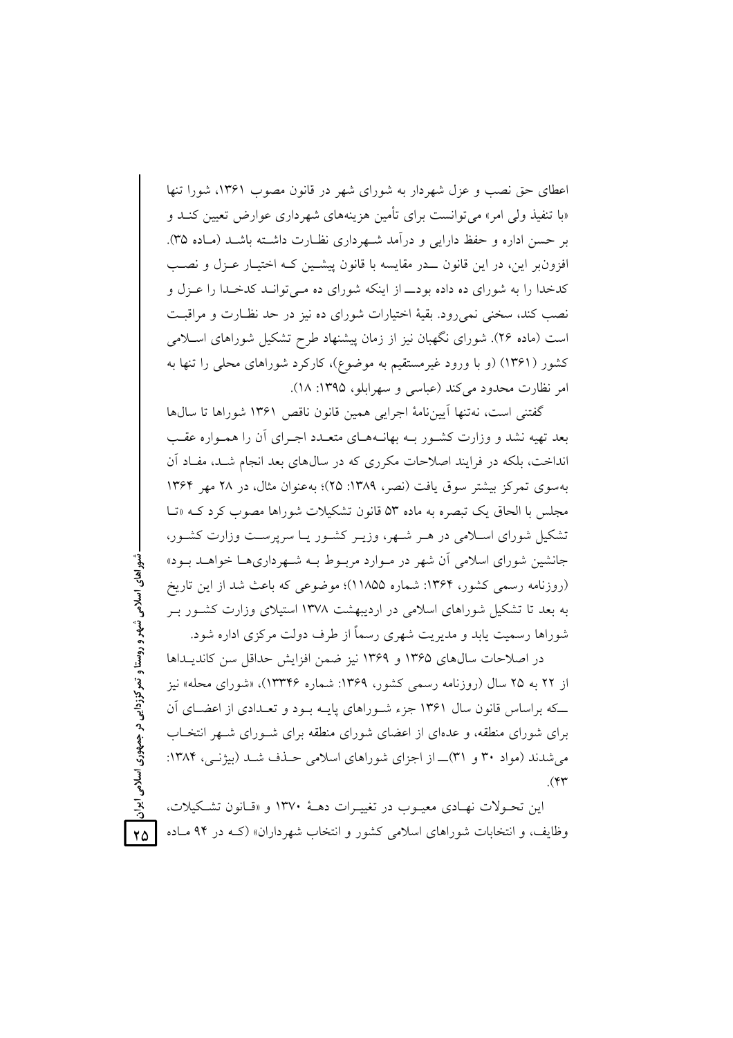اعطای حق نصب و عزل شهردار به شورای شهر در قانون مصوب ۱۳۶۱، شورا تنها «با تنفیذ ولی امر» می‌توانست برای تأمین هزینه‌های شهرداری عوارض تعیین کند و بر حسن اداره و حفظ دارایی و درآمد شهرداری نظارت داشته باشد (ماده ۳۵). افزون‌بر این، در این قانون ــ در مقایسه با قانون پیشین که اختیار عزل و نصب کدخدا را به شورای ده داده بود ــ از اینکه شورای ده می‌تواند کدخدا را عزل و نصب کند، سخنی نمی‌رود. بقیهٔ اختیارات شورای ده نیز در حد نظارت و مراقبت است (ماده ۲۶). شورای نگهبان نیز از زمان پیشنهاد طرح تشکیل شوراهای اسلامی کشور (۱۳۶۱) (و با ورود غیرمستقیم به موضوع)، کارکرد شوراهای محلی را تنها به امر نظارت محدود می‌کند (عباسی و سهرابلو، ۱۳۹۵: ۱۸).

گفتنی است، نه‌تنها آیین‌نامهٔ اجرایی همین قانون ناقص ۱۳۶۱ شوراها تا سال‌ها بعد تهیه نشد و وزارت کشور به بهانه‌های متعدد اجرای آن را همواره عقب انداخت، بلکه در فرایند اصلاحات مکرری که در سال‌های بعد انجام شد، مفاد آن به‌سوی تمرکز بیشتر سوق یافت (نصر، ۱۳۸۹: ۲۵)؛ به‌عنوان مثال، در ۲۸ مهر ۱۳۶۴ مجلس با الحاق یک تبصره به ماده ۵۳ قانون تشکیلات شوراها مصوب کرد که «تا تشکیل شورای اسلامی در هر شهر، وزیر کشور یا سرپرست وزارت کشور، جانشین شورای اسلامی آن شهر در موارد مربوط به شهرداری‌ها خواهد بود» (روزنامه رسمی کشور، ۱۳۶۴: شماره ۱۱۸۵۵)؛ موضوعی که باعث شد از این تاریخ به بعد تا تشکیل شوراهای اسلامی در اردیبهشت ۱۳۷۸ استیلای وزارت کشور بر شوراها رسمیت یابد و مدیریت شهری رسماً از طرف دولت مرکزی اداره شود.

در اصلاحات سال‌های ۱۳۶۵ و ۱۳۶۹ نیز ضمن افزایش حداقل سن کاندیداها از ۲۲ به ۲۵ سال (روزنامه رسمی کشور، ۱۳۶۹: شماره ۱۳۳۴۶)، «شورای محله» نیز ــ که براساس قانون سال ۱۳۶۱ جزء شوراهای پایه بود و تعدادی از اعضای آن برای شورای منطقه، و عده‌ای از اعضای شورای منطقه برای شورای شهر انتخاب می‌شدند (مواد ۳۰ و ۳۱) ــ از اجزای شوراهای اسلامی حذف شد (بیژنی، ۱۳۸۴: ۴۳).

این تحولات نهادی معیوب در تغییرات دههٔ ۱۳۷۰ و «قانون تشکیلات، وظایف، و انتخابات شوراهای اسلامی کشور و انتخاب شهرداران» (که در ۹۴ ماده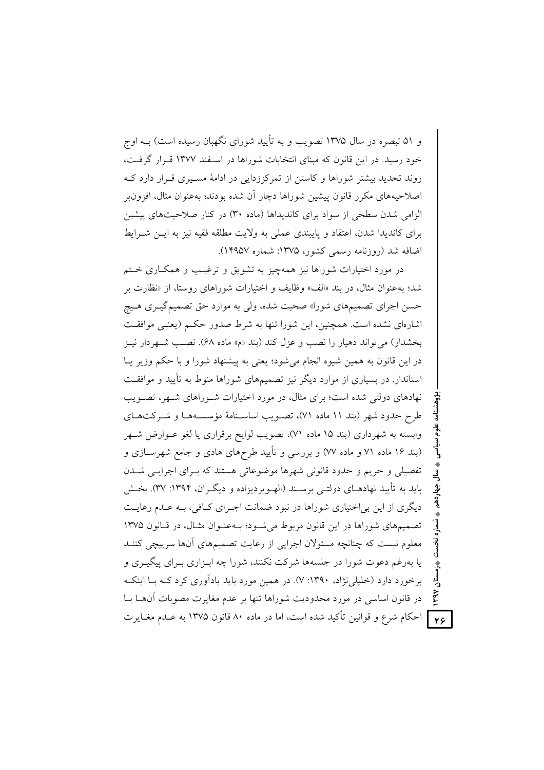و ۵۱ تبصره در سال ۱۳۷۵ تصویب و به تأیید شورای نگهبان رسیده است) بـه اوج خود رسید. در این قانون که مبنای انتخابات شوراها در اسـفند ۱۳۷۷ قـرار گرفـت، روند تحدید بیشتر شوراها و کاستن از تمرکززدایی در ادامهٔ مسـیری قـرار دارد کـه اصلاحیه‌های مکرر قانون پیشین شوراها دچار آن شده بودند؛ به‌عنوان مثال، افزون‌بر الزامی شدن سطحی از سواد برای کاندیداها (ماده ۳۰) در کنار صلاحیت‌های پیشین برای کاندیدا شدن، اعتقاد و پایبندی عملی به ولایت مطلقه فقیه نیز به ایـن شـرایط اضافه شد (روزنامه رسمی کشور، ۱۳۷۵: شماره ۱۴۹۵۷).

در مورد اختیارات شوراها نیز همه‌چیز به تشویق و ترغیـب و همکـاری خـتم شد؛ به‌عنوان مثال، در بند «الف» وظایف و اختیارات شوراهای روستا، از «نظارت بر حسن اجرای تصمیم‌های شورا» صحبت شده، ولی به موارد حق تصمیم‌گیـری هـیچ اشاره‌ای نشده است. همچنین، این شورا تنها به شرط صدور حکـم (یعنـی موافقـت بخشدار) می‌تواند دهیار را نصب و عزل کند (بند «م» ماده ۶۸). نصـب شـهردار نیـز در این قانون به همین شیوه انجام می‌شود؛ یعنی به پیشنهاد شورا و با حکم وزیر یـا استاندار. در بسیاری از موارد دیگر نیز تصمیم‌های شوراها منوط به تأیید و موافقـت نهادهای دولتی شده است؛ برای مثال، در مورد اختیارات شـوراهای شـهر، تصـویب طرح حدود شهر (بند ۱۱ ماده ۷۱)، تصـویب اساسـنامهٔ مؤسسـه‌هـا و شـرکت‌هـای وابسته به شهرداری (بند ۱۵ ماده ۷۱)، تصویب لوایح برقراری یا لغو عـوارض شـهر (بند ۱۶ ماده ۷۱ و ماده ۷۷) و بررسی و تأیید طرح‌های هادی و جامع شهرسـازی و تفصیلی و حریم و حدود قانونی شهرها موضوعاتی هستند که بـرای اجرایـی شـدن باید به تأیید نهادهـای دولتـی برسـند (الهـویردیزاده و دیگـران، ۱۳۹۴: ۳۷). بخـش دیگری از این بی‌اختیاری شوراها در نبود ضمانت اجـرای کـافی، بـه عـدم رعایـت تصمیم‌های شوراها در این قانون مربوط می‌شـود؛ بـه‌عنـوان مثـال، در قـانون ۱۳۷۵ معلوم نیست که چنانچه مسئولان اجرایی از رعایت تصمیم‌های آن‌ها سرپیچی کننـد یا به‌رغم دعوت شورا در جلسه‌ها شرکت نکنند، شورا چه ابـزاری بـرای پیگیـری و برخورد دارد (خلیلی‌نژاد، ۱۳۹۰: ۷). در همین مورد باید یادآوری کرد کـه بـا اینکـه در قانون اساسی در مورد محدودیت شوراها تنها بر عدم مغایرت مصوبات آن‌هـا بـا احکام شرع و قوانین تأکید شده است، اما در ماده ۸۰ قانون ۱۳۷۵ به عـدم مغـایرت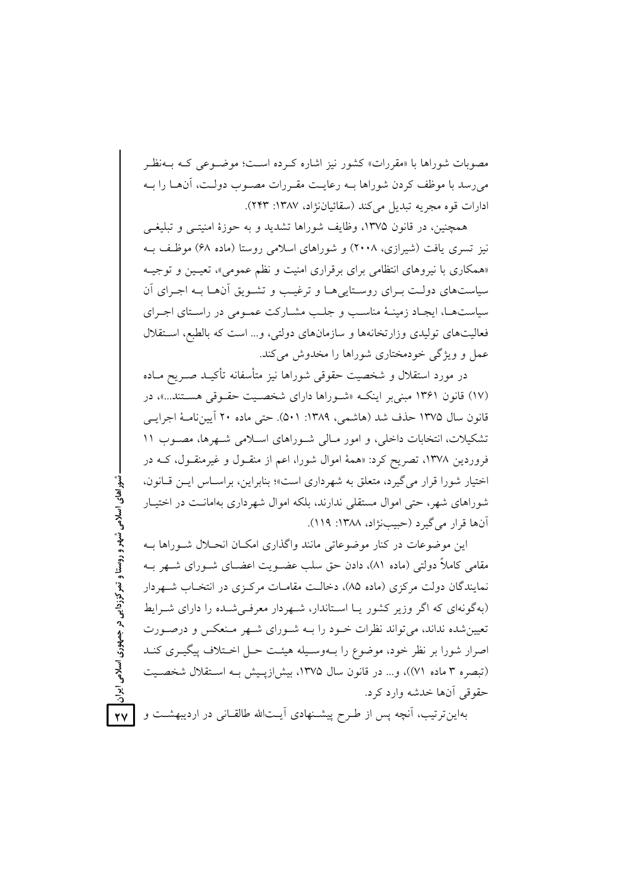مصوبات شوراها با «مقررات» کشور نیز اشاره کرده است؛ موضوعی که بهنظر می‌رسد با موظف کردن شوراها به رعایت مقررات مصوب دولت، آن‌ها را به ادارات قوه مجریه تبدیل می‌کند (سقائیان‌نژاد، ۱۳۸۷: ۲۴۳).

همچنین، در قانون ۱۳۷۵، وظایف شوراها تشدید و به حوزهٔ امنیتی و تبلیغی نیز تسری یافت (شیرازی، ۲۰۰۸) و شوراهای اسلامی روستا (ماده ۶۸) موظف به «همکاری با نیروهای انتظامی برای برقراری امنیت و نظم عمومی»، تعیین و توجیه سیاست‌های دولت برای روستایی‌ها و ترغیب و تشویق آن‌ها به اجرای آن سیاست‌ها، ایجاد زمینهٔ مناسب و جلب مشارکت عمومی در راستای اجرای فعالیت‌های تولیدی وزارتخانه‌ها و سازمان‌های دولتی، و... است که بالطبع، استقلال عمل و ویژگی خودمختاری شوراها را مخدوش می‌کند.

در مورد استقلال و شخصیت حقوقی شوراها نیز متأسفانه تأکید صریح ماده (۱۷) قانون ۱۳۶۱ مبنی‌بر اینکه «شوراها دارای شخصیت حقوقی هستند...»، در قانون سال ۱۳۷۵ حذف شد (هاشمی، ۱۳۸۹: ۵۰۱). حتی ماده ۲۰ آیین‌نامهٔ اجرایی تشکیلات، انتخابات داخلی، و امور مالی شوراهای اسلامی شهرها، مصوب ۱۱ فروردین ۱۳۷۸، تصریح کرد: «همهٔ اموال شورا، اعم از منقول و غیرمنقول، که در اختیار شورا قرار می‌گیرد، متعلق به شهرداری است»؛ بنابراین، براساس این قانون، شوراهای شهر، حتی اموال مستقلی ندارند، بلکه اموال شهرداری به‌امانت در اختیار آن‌ها قرار می‌گیرد (حبیب‌نژاد، ۱۳۸۸: ۱۱۹).

این موضوعات در کنار موضوعاتی مانند واگذاری امکان انحلال شوراها به مقامی کاملاً دولتی (ماده ۸۱)، دادن حق سلب عضویت اعضای شورای شهر به نمایندگان دولت مرکزی (ماده ۸۵)، دخالت مقامات مرکزی در انتخاب شهردار (به‌گونه‌ای که اگر وزیر کشور یا استاندار، شهردار معرفی‌شده را دارای شرایط تعیین‌شده نداند، می‌تواند نظرات خود را به شورای شهر منعکس و درصورت اصرار شورا بر نظر خود، موضوع را به‌وسیله هیئت حل اختلاف پیگیری کند (تبصره ۳ ماده ۷۱))، و... در قانون سال ۱۳۷۵، بیش‌ازپیش به استقلال شخصیت حقوقی آن‌ها خدشه وارد کرد.

به‌این‌ترتیب، آنچه پس از طرح پیشنهادی آیت‌الله طالقانی در اردیبهشت و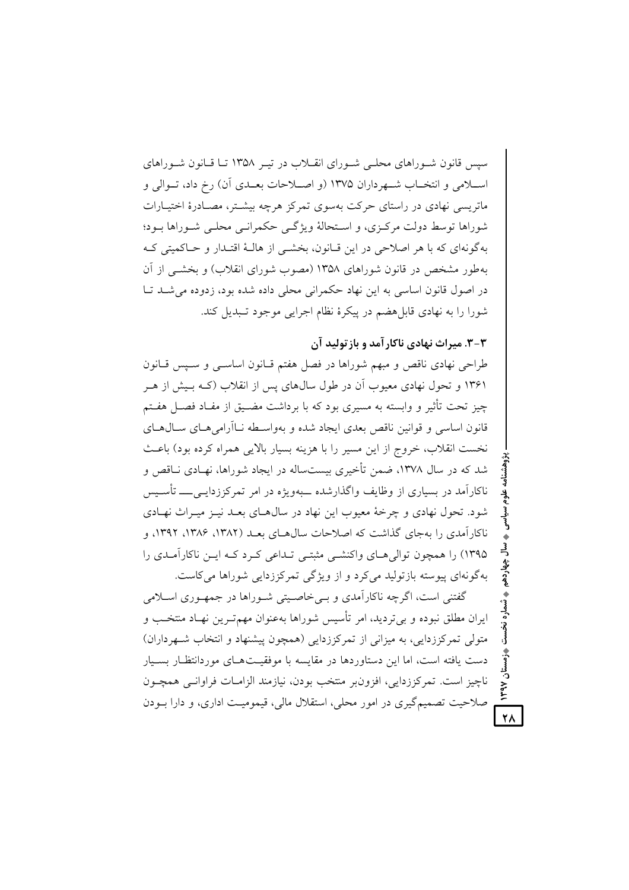سپس قانون شوراهای محلی شورای انقلاب در تیر ۱۳۵۸ تا قانون شوراهای اسلامی و انتخاب شهرداران ۱۳۷۵ (و اصلاحات بعدی آن) رخ داد، توالی و ماتریسی نهادی در راستای حرکت به‌سوی تمرکز هرچه بیشتر، مصادرهٔ اختیارات شوراها توسط دولت مرکزی، و استحالهٔ ویژگی حکمرانی محلی شوراها بود؛ به‌گونه‌ای که با هر اصلاحی در این قانون، بخشی از هالهٔ اقتدار و حاکمیتی که به‌طور مشخص در قانون شوراهای ۱۳۵۸ (مصوب شورای انقلاب) و بخشی از آن در اصول قانون اساسی به این نهاد حکمرانی محلی داده شده بود، زدوده می‌شد تا شورا را به نهادی قابل‌هضم در پیکرهٔ نظام اجرایی موجود تبدیل کند.

### ۳-۳. میراث نهادی ناکارآمد و بازتولید آن

طراحی نهادی ناقص و مبهم شوراها در فصل هفتم قانون اساسی و سپس قانون ۱۳۶۱ و تحول نهادی معیوب آن در طول سال‌های پس از انقلاب (که بیش از هر چیز تحت تأثیر و وابسته به مسیری بود که با برداشت مضیق از مفاد فصل هفتم قانون اساسی و قوانین ناقص بعدی ایجاد شده و به‌واسطه ناآرامی‌های سال‌های نخست انقلاب، خروج از این مسیر را با هزینه بسیار بالایی همراه کرده بود) باعث شد که در سال ۱۳۷۸، ضمن تأخیری بیست‌ساله در ایجاد شوراها، نهادی ناقص و ناکارآمد در بسیاری از وظایف واگذارشده ــ به‌ویژه در امر تمرکززدایی ــ تأسیس شود. تحول نهادی و چرخهٔ معیوب این نهاد در سال‌های بعد نیز میراث نهادی ناکارآمدی را به‌جای گذاشت که اصلاحات سال‌های بعد (۱۳۸۲، ۱۳۸۶، ۱۳۹۲، و ۱۳۹۵) را همچون توالی‌های واکنشی مثبتی تداعی کرد که این ناکارآمدی را به‌گونه‌ای پیوسته بازتولید می‌کرد و از ویژگی تمرکززدایی شوراها می‌کاست.

گفتنی است، اگرچه ناکارآمدی و بی‌خاصیتی شوراها در جمهوری اسلامی ایران مطلق نبوده و بی‌تردید، امر تأسیس شوراها به‌عنوان مهم‌ترین نهاد منتخب و متولی تمرکززدایی، به میزانی از تمرکززدایی (همچون پیشنهاد و انتخاب شهرداران) دست یافته است، اما این دستاوردها در مقایسه با موفقیت‌های موردانتظار بسیار ناچیز است. تمرکززدایی، افزون‌بر منتخب بودن، نیازمند الزامات فراوانی همچون صلاحیت تصمیم‌گیری در امور محلی، استقلال مالی، قیمومیت اداری، و دارا بودن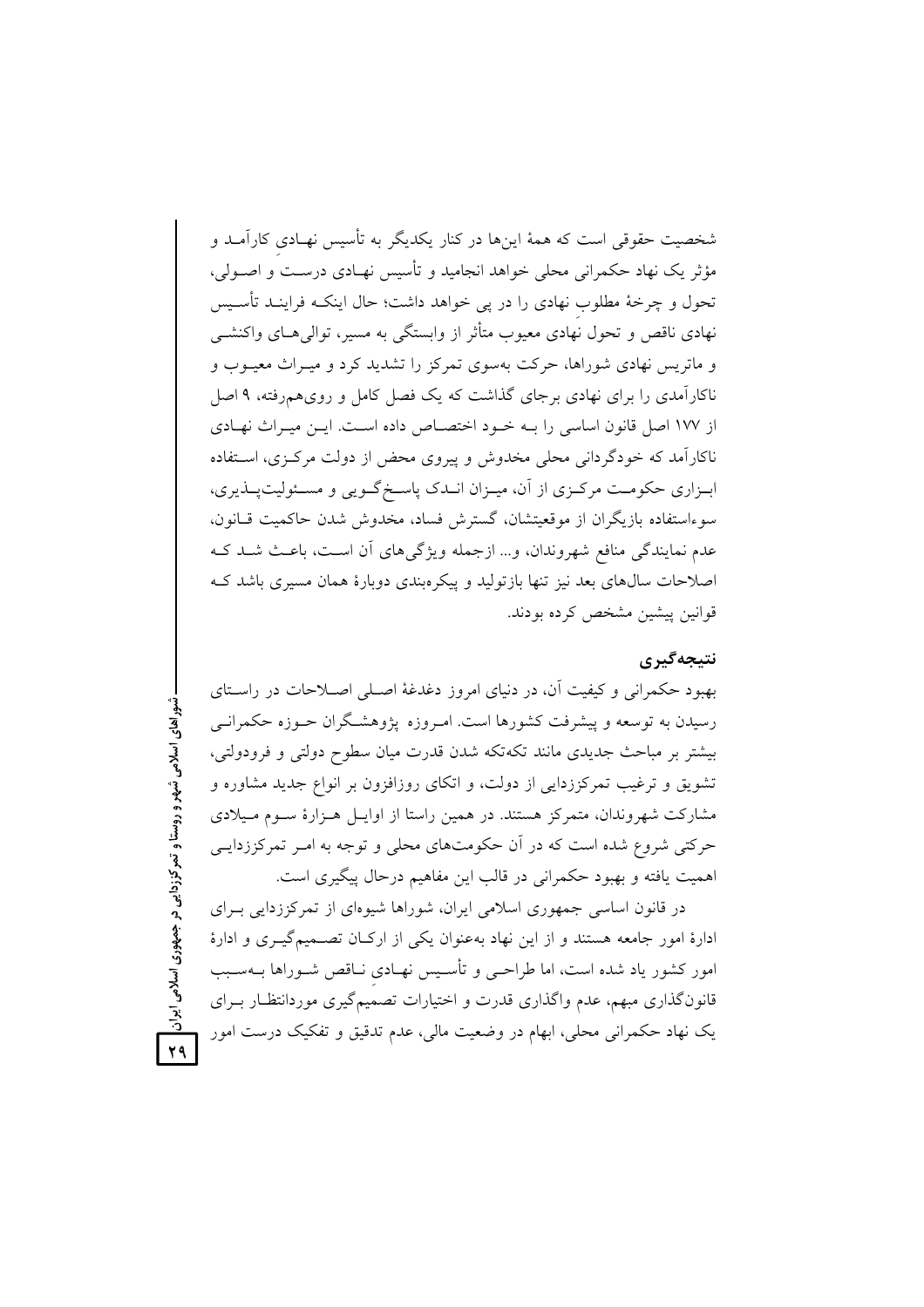شخصیت حقوقی است که همهٔ این‌ها در کنار یکدیگر به تأسیس نهـادیِ کارآمـد و مؤثر یک نهاد حکمرانی محلی خواهد انجامید و تأسیس نهـادی درسـت و اصـولی، تحول و چرخهٔ مطلوبِ نهادی را در پی خواهد داشت؛ حال اینکـه فراینـد تأسـیس نهادی ناقص و تحول نهادی معیوب متأثر از وابستگی به مسیر، توالی‌هـای واکنشـی و ماتریس نهادی شوراها، حرکت به‌سوی تمرکز را تشدید کرد و میـراث معیـوب و ناکارآمدی را برای نهادی برجای گذاشت که یک فصل کامل و روی‌هم‌رفته، ۹ اصل از ۱۷۷ اصل قانون اساسی را بـه خـود اختصـاص داده اسـت. ایـن میـراث نهـادی ناکارآمد که خودگردانی محلی مخدوش و پیروی محض از دولت مرکـزی، اسـتفاده ابـزاری حکومـت مرکـزی از آن، میـزان انـدک پاسـخ‌گـویی و مسـئولیت‌پـذیری، سوءاستفاده بازیگران از موقعیتشان، گسترش فساد، مخدوش شدن حاکمیت قـانون، عدم نمایندگی منافع شهروندان، و... ازجمله ویژگی‌های آن اسـت، باعـث شـد کـه اصلاحات سال‌های بعد نیز تنها بازتولید و پیکره‌بندی دوبارهٔ همان مسیری باشد کـه قوانین پیشین مشخص کرده بودند.

## نتیجه‌گیری

بهبود حکمرانی و کیفیت آن، در دنیای امروز دغدغهٔ اصـلی اصـلاحات در راسـتای رسیدن به توسعه و پیشرفت کشورها است. امـروزه پژوهشـگران حـوزه حکمرانـی بیشتر بر مباحث جدیدی مانند تکه‌تکه شدن قدرت میان سطوح دولتی و فرودولتی، تشویق و ترغیب تمرکززدایی از دولت، و اتکای روزافزون بر انواع جدید مشاوره و مشارکت شهروندان، متمرکز هستند. در همین راستا از اوایـل هـزارهٔ سـوم مـیلادی حرکتی شروع شده است که در آن حکومت‌های محلی و توجه به امـر تمرکززدایـی اهمیت یافته و بهبود حکمرانی در قالب این مفاهیم درحال پیگیری است.

در قانون اساسی جمهوری اسلامی ایران، شوراها شیوه‌ای از تمرکززدایی بـرای ادارهٔ امور جامعه هستند و از این نهاد به‌عنوان یکی از ارکـان تصـمیم‌گیـری و ادارهٔ امور کشور یاد شده است، اما طراحـی و تأسـیس نهـادیِ نـاقص شـوراها بـه‌سـبب قانون‌گذاری مبهم، عدم واگذاری قدرت و اختیارات تصمیم‌گیری موردانتظـار بـرای یک نهاد حکمرانی محلی، ابهام در وضعیت مالی، عدم تدقیق و تفکیک درست امور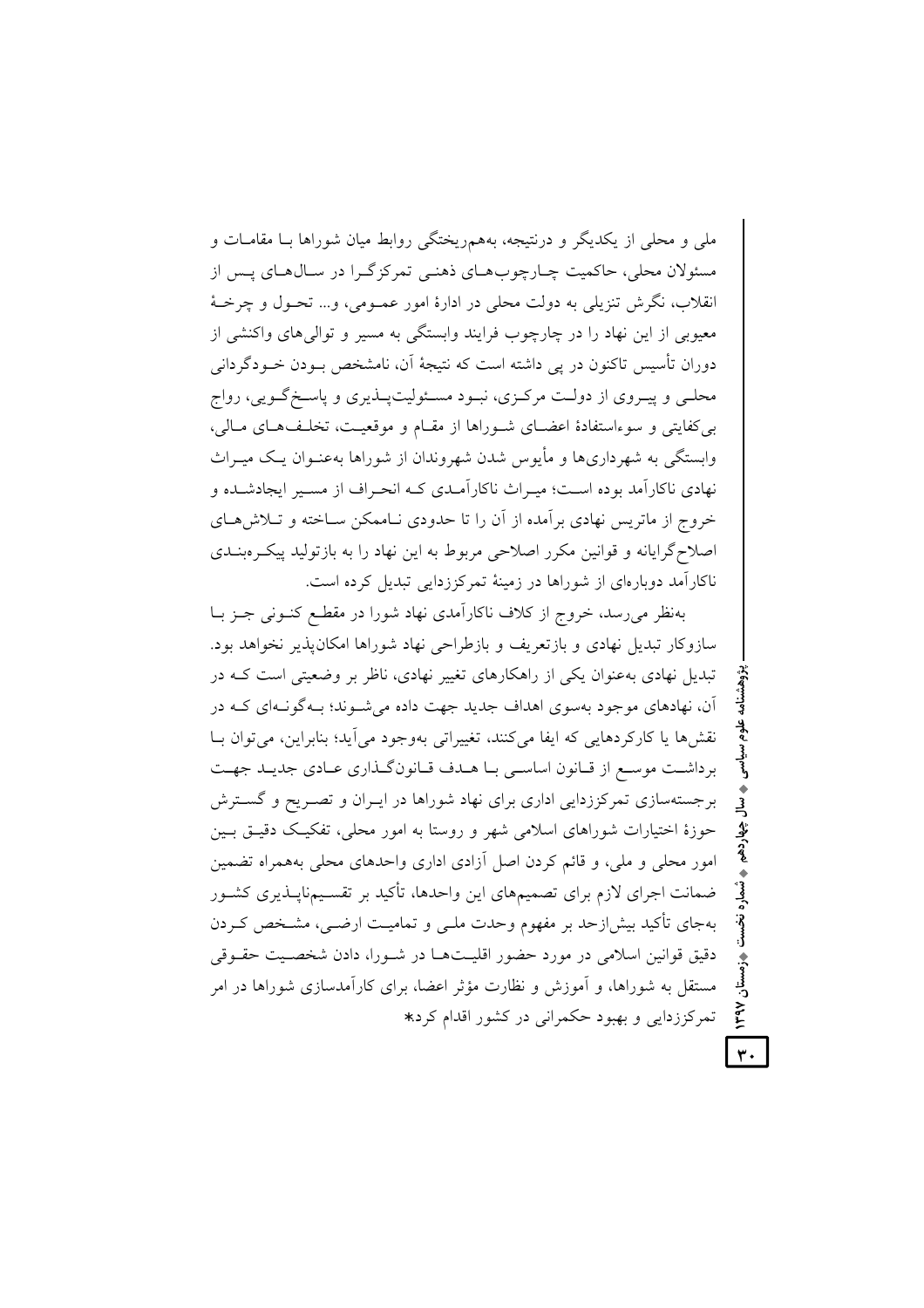ملی و محلی از یکدیگر و درنتیجه، به‌هم‌ریختگی روابط میان شوراها بـا مقامـات و مسئولان محلی، حاکمیت چـارچوب‌هـای ذهنـی تمرکزگـرا در سـال‌هـای پـس از انقلاب، نگرش تنزیلی به دولت محلی در ادارهٔ امور عمـومی، و... تحـول و چرخـهٔ معیوبی از این نهاد را در چارچوب فرایند وابستگی به مسیر و توالی‌های واکنشی از دوران تأسیس تاکنون در پی داشته است که نتیجهٔ آن، نامشخص بـودن خـودگردانی محلـی و پیـروی از دولـت مرکـزی، نبـود مسـئولیت‌پـذیری و پاسـخ‌گـویی، رواج بی‌کفایتی و سوءاستفادهٔ اعضـای شـوراها از مقـام و موقعیـت، تخلـف‌هـای مـالی، وابستگی به شهرداری‌ها و مأیوس شدن شهروندان از شوراها به‌عنـوان یـک میـراث نهادی ناکارآمد بوده اسـت؛ میـراث ناکارآمـدی کـه انحـراف از مسـیر ایجادشـده و خروج از ماتریس نهادی برآمده از آن را تا حدودی نـاممکن سـاخته و تـلاش‌هـای اصلاح‌گرایانه و قوانین مکرر اصلاحی مربوط به این نهاد را به بازتولید پیکـره‌بنـدی ناکارآمد دوباره‌ای از شوراها در زمینهٔ تمرکززدایی تبدیل کرده است.

به‌نظر می‌رسد، خروج از کلاف ناکارآمدی نهاد شورا در مقطـع کنـونی جـز بـا سازوکار تبدیل نهادی و بازتعریف و بازطراحی نهاد شوراها امکان‌پذیر نخواهد بود. تبدیل نهادی به‌عنوان یکی از راهکارهای تغییر نهادی، ناظر بر وضعیتی است کـه در آن، نهادهای موجود به‌سوی اهداف جدید جهت داده می‌شـوند؛ بـه‌گونـه‌ای کـه در نقش‌ها یا کارکردهایی که ایفا می‌کنند، تغییراتی به‌وجود می‌آید؛ بنابراین، می‌توان بـا برداشـت موسـع از قـانون اساسـی بـا هـدف قـانون‌گـذاری عـادی جدیـد جهـت برجسته‌سازی تمرکززدایی اداری برای نهاد شوراها در ایـران و تصـریح و گسـترش حوزهٔ اختیارات شوراهای اسلامی شهر و روستا به امور محلی، تفکیـک دقیـق بـین امور محلی و ملی، و قائم کردن اصل آزادی اداری واحدهای محلی به‌همراه تضمین ضمانت اجرای لازم برای تصمیم‌های این واحدها، تأکید بر تقسـیم‌ناپـذیری کشـور به‌جای تأکید بیش‌ازحد بر مفهوم وحدت ملـی و تمامیـت ارضـی، مشـخص کـردن دقیق قوانین اسلامی در مورد حضور اقلیـت‌هـا در شـورا، دادن شخصـیت حقـوقی مستقل به شوراها، و آموزش و نظارت مؤثر اعضا، برای کارآمدسازی شوراها در امر تمرکززدایی و بهبود حکمرانی در کشور اقدام کرد*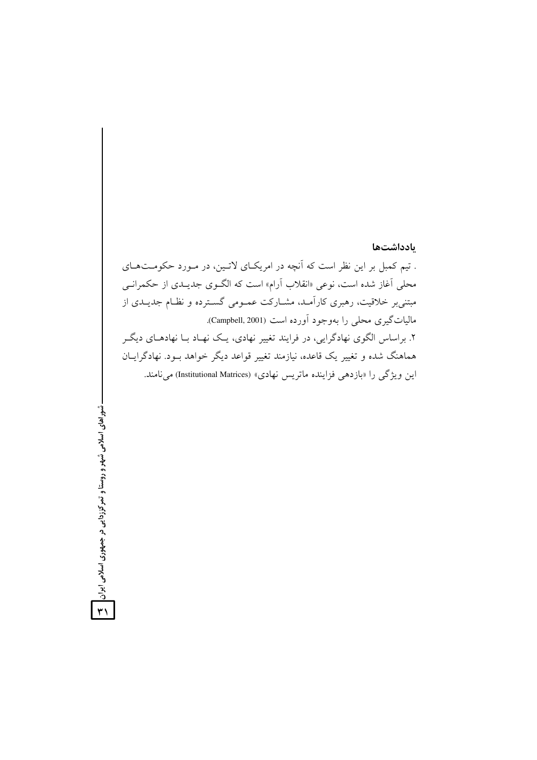## یادداشت‌ها

. تیم کمبل بر این نظر است که آنچه در امریکای لاتین، در مورد حکومت‌های محلی آغاز شده است، نوعی «انقلاب آرام» است که الگوی جدیدی از حکمرانی مبتنی‌بر خلاقیت، رهبری کارآمد، مشارکت عمومی گسترده و نظام جدیدی از مالیات‌گیری محلی را به‌وجود آورده است (Campbell, 2001).

۲. براساس الگوی نهادگرایی، در فرایند تغییر نهادی، یک نهاد با نهادهای دیگر هماهنگ شده و تغییر یک قاعده، نیازمند تغییر قواعد دیگر خواهد بود. نهادگرایان این ویژگی را «بازدهی فزاینده ماتریس نهادی» (Institutional Matrices) می‌نامند.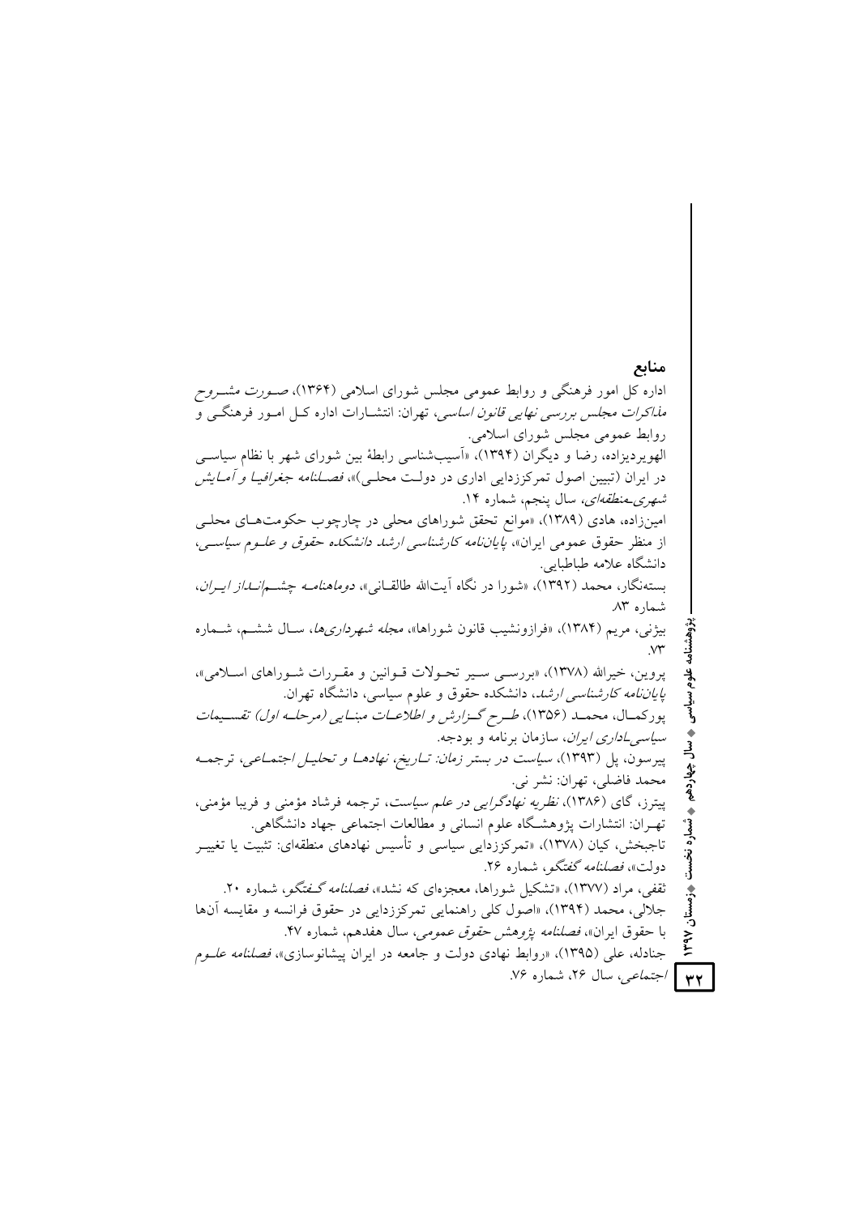## منابع

اداره کل امور فرهنگی و روابط عمومی مجلس شورای اسلامی (۱۳۶۴)، *صورت مشروح مذاکرات مجلس بررسی نهایی قانون اساسی*، تهران: انتشارات اداره کل امور فرهنگی و روابط عمومی مجلس شورای اسلامی.

الهویردیزاده، رضا و دیگران (۱۳۹۴)، «آسیب‌شناسی رابطهٔ بین شورای شهر با نظام سیاسی در ایران (تبیین اصول تمرکززدایی اداری در دولت محلی)»، *فصلنامه جغرافیا و آمایش شهری-منطقه‌ای*، سال پنجم، شماره ۱۴.

امین‌زاده، هادی (۱۳۸۹)، «موانع تحقق شوراهای محلی در چارچوب حکومت‌های محلی از منظر حقوق عمومی ایران»، *پایان‌نامه کارشناسی ارشد دانشکده حقوق و علوم سیاسی*، دانشگاه علامه طباطبایی.

بسته‌نگار، محمد (۱۳۹۲)، «شورا در نگاه آیت‌الله طالقانی»، *دوماهنامه چشم‌انداز ایران*، شماره ۸۳.

بیژنی، مریم (۱۳۸۴)، «فرازونشیب قانون شوراها»، *مجله شهرداری‌ها*، سال ششم، شماره ۷۳.

پروین، خیرالله (۱۳۷۸)، «بررسی سیر تحولات قوانین و مقررات شوراهای اسلامی»، *پایان‌نامه کارشناسی ارشد*، دانشکده حقوق و علوم سیاسی، دانشگاه تهران.

پورکمال، محمد (۱۳۵۶)، *طرح گزارش و اطلاعات مبنایی (مرحله اول) تقسیمات سیاسی-اداری ایران*، سازمان برنامه و بودجه.

پیرسون، پل (۱۳۹۳)، *سیاست در بستر زمان: تاریخ، نهادها و تحلیل اجتماعی*، ترجمه محمد فاضلی، تهران: نشر نی.

پیترز، گای (۱۳۸۶)، *نظریه نهادگرایی در علم سیاست*، ترجمه فرشاد مؤمنی و فریبا مؤمنی، تهران: انتشارات پژوهشگاه علوم انسانی و مطالعات اجتماعی جهاد دانشگاهی.

تاجبخش، کیان (۱۳۷۸)، «تمرکززدایی سیاسی و تأسیس نهادهای منطقه‌ای: تثبیت یا تغییر دولت»، *فصلنامه گفتگو*، شماره ۲۶.

ثقفی، مراد (۱۳۷۷)، «تشکیل شوراها، معجزه‌ای که نشد»، *فصلنامه گفتگو*، شماره ۲۰.

جلالی، محمد (۱۳۹۴)، «اصول کلی راهنمایی تمرکززدایی در حقوق فرانسه و مقایسه آن‌ها با حقوق ایران»، *فصلنامه پژوهش حقوق عمومی*، سال هفدهم، شماره ۴۷.

جنادله، علی (۱۳۹۵)، «روابط نهادی دولت و جامعه در ایران پیشانوسازی»، *فصلنامه علوم اجتماعی*، سال ۲۶، شماره ۷۶.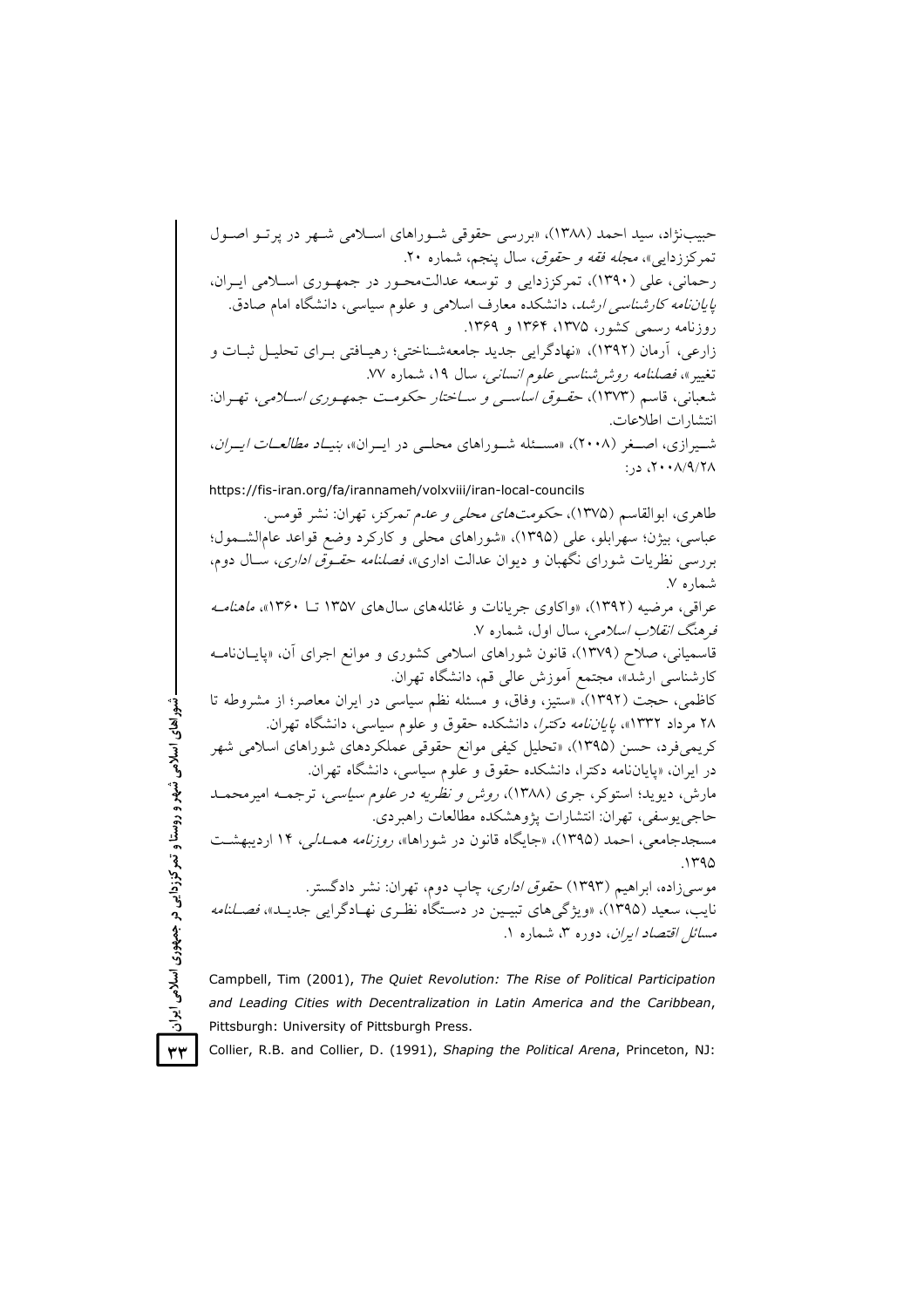حبیب‌نژاد، سید احمد (۱۳۸۸)، «بررسی حقوقی شوراهای اسلامی شهر در پرتو اصول تمرکززدایی»، *مجله فقه و حقوق*، سال پنجم، شماره ۲۰.

رحمانی، علی (۱۳۹۰)، تمرکززدایی و توسعه عدالت‌محور در جمهوری اسلامی ایران، *پایان‌نامه کارشناسی ارشد*، دانشکده معارف اسلامی و علوم سیاسی، دانشگاه امام صادق.

روزنامه رسمی کشور، ۱۳۷۵، ۱۳۶۴ و ۱۳۶۹.

زارعی، آرمان (۱۳۹۲)، «نهادگرایی جدید جامعه‌شناختی؛ رهیافتی برای تحلیل ثبات و تغییر»، *فصلنامه روش‌شناسی علوم انسانی*، سال ۱۹، شماره ۷۷.

شعبانی، قاسم (۱۳۷۳)، *حقوق اساسی و ساختار حکومت جمهوری اسلامی*، تهران: انتشارات اطلاعات.

شیرازی، اصغر (۲۰۰۸)، «مسئله شوراهای محلی در ایران»، *بنیاد مطالعات ایران*، ۲۰۰۸/۹/۲۸، در:

https://fis-iran.org/fa/irannameh/volxviii/iran-local-councils

طاهری، ابوالقاسم (۱۳۷۵)، *حکومت‌های محلی و عدم تمرکز*، تهران: نشر قومس.

عباسی، بیژن؛ سهرابلو، علی (۱۳۹۵)، «شوراهای محلی و کارکرد وضع قواعد عام‌الشمول؛ بررسی نظریات شورای نگهبان و دیوان عدالت اداری»، *فصلنامه حقوق اداری*، سال دوم، شماره ۷.

عراقی، مرضیه (۱۳۹۲)، «واکاوی جریانات و غائله‌های سال‌های ۱۳۵۷ تا ۱۳۶۰»، *ماهنامه فرهنگ انقلاب اسلامی*، سال اول، شماره ۷.

قاسمیانی، صلاح (۱۳۷۹)، قانون شوراهای اسلامی کشوری و موانع اجرای آن، «پایان‌نامه کارشناسی ارشد»، مجتمع آموزش عالی قم، دانشگاه تهران.

کاظمی، حجت (۱۳۹۲)، «ستیز، وفاق، و مسئله نظم سیاسی در ایران معاصر؛ از مشروطه تا ۲۸ مرداد ۱۳۳۲»، *پایان‌نامه دکترا*، دانشکده حقوق و علوم سیاسی، دانشگاه تهران.

کریمی‌فرد، حسن (۱۳۹۵)، «تحلیل کیفی موانع حقوقی عملکردهای شوراهای اسلامی شهر در ایران، «پایان‌نامه دکترا، دانشکده حقوق و علوم سیاسی، دانشگاه تهران.

مارش، دیوید؛ استوکر، جری (۱۳۸۸)، *روش و نظریه در علوم سیاسی*، ترجمه امیرمحمد حاجی‌یوسفی، تهران: انتشارات پژوهشکده مطالعات راهبردی.

مسجدجامعی، احمد (۱۳۹۵)، «جایگاه قانون در شوراها»، *روزنامه همدلی*، ۱۴ اردیبهشت ۱۳۹۵.

موسی‌زاده، ابراهیم (۱۳۹۳) *حقوق اداری*، چاپ دوم، تهران: نشر دادگستر.

نایب، سعید (۱۳۹۵)، «ویژگی‌های تبیین در دستگاه نظری نهادگرایی جدید»، *فصلنامه مسائل اقتصاد ایران*، دوره ۳، شماره ۱.

Campbell, Tim (2001), *The Quiet Revolution: The Rise of Political Participation and Leading Cities with Decentralization in Latin America and the Caribbean*, Pittsburgh: University of Pittsburgh Press.

Collier, R.B. and Collier, D. (1991), *Shaping the Political Arena*, Princeton, NJ: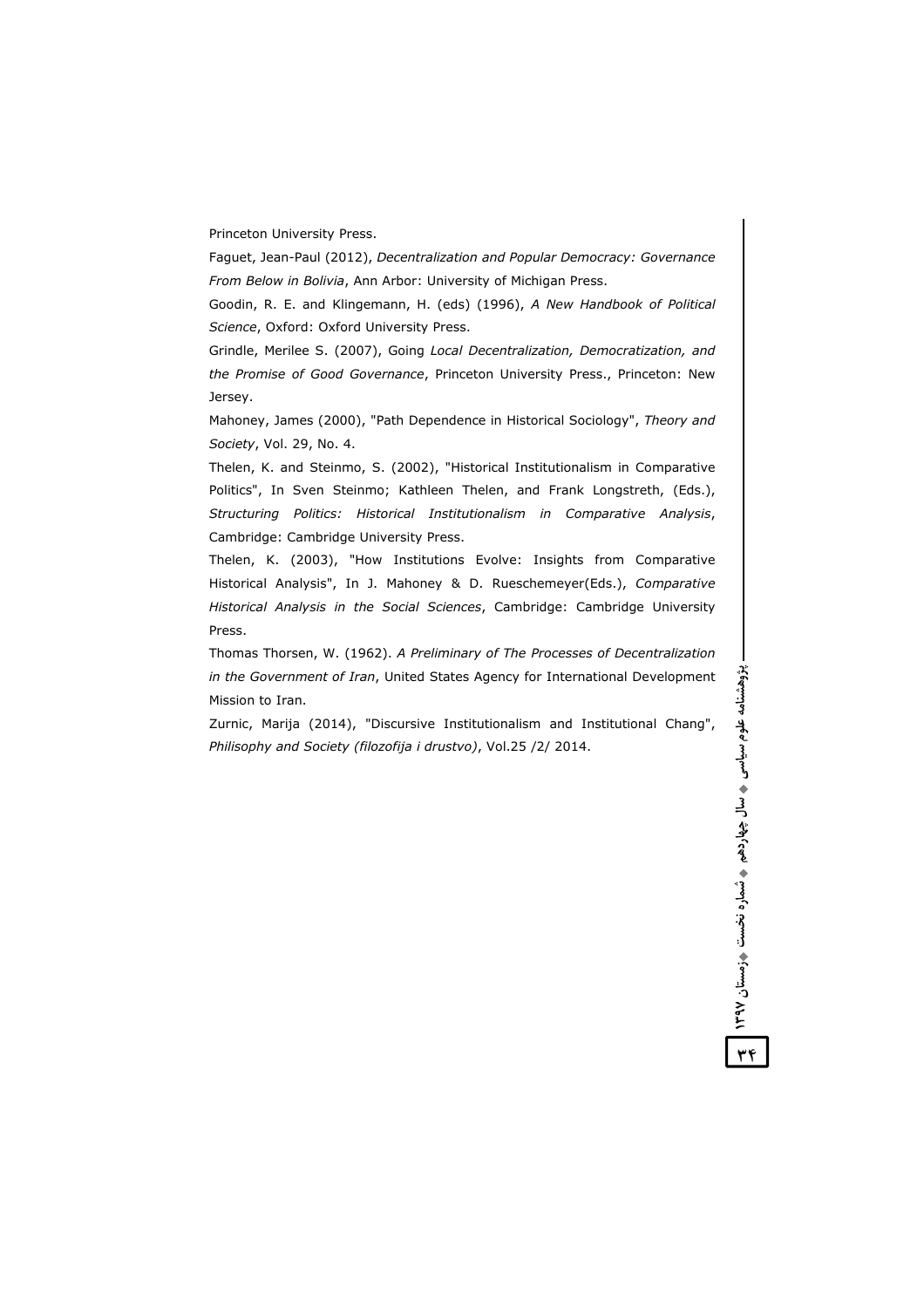Princeton University Press.

Faguet, Jean-Paul (2012), *Decentralization and Popular Democracy: Governance From Below in Bolivia*, Ann Arbor: University of Michigan Press.

Goodin, R. E. and Klingemann, H. (eds) (1996), *A New Handbook of Political Science*, Oxford: Oxford University Press.

Grindle, Merilee S. (2007), Going *Local Decentralization, Democratization, and the Promise of Good Governance*, Princeton University Press., Princeton: New Jersey.

Mahoney, James (2000), "Path Dependence in Historical Sociology", *Theory and Society*, Vol. 29, No. 4.

Thelen, K. and Steinmo, S. (2002), "Historical Institutionalism in Comparative Politics", In Sven Steinmo; Kathleen Thelen, and Frank Longstreth, (Eds.), *Structuring Politics: Historical Institutionalism in Comparative Analysis*, Cambridge: Cambridge University Press.

Thelen, K. (2003), "How Institutions Evolve: Insights from Comparative Historical Analysis", In J. Mahoney & D. Rueschemeyer(Eds.), *Comparative Historical Analysis in the Social Sciences*, Cambridge: Cambridge University Press.

Thomas Thorsen, W. (1962). *A Preliminary of The Processes of Decentralization in the Government of Iran*, United States Agency for International Development Mission to Iran.

Zurnic, Marija (2014), "Discursive Institutionalism and Institutional Chang", *Philisophy and Society (filozofija i drustvo)*, Vol.25 /2/ 2014.